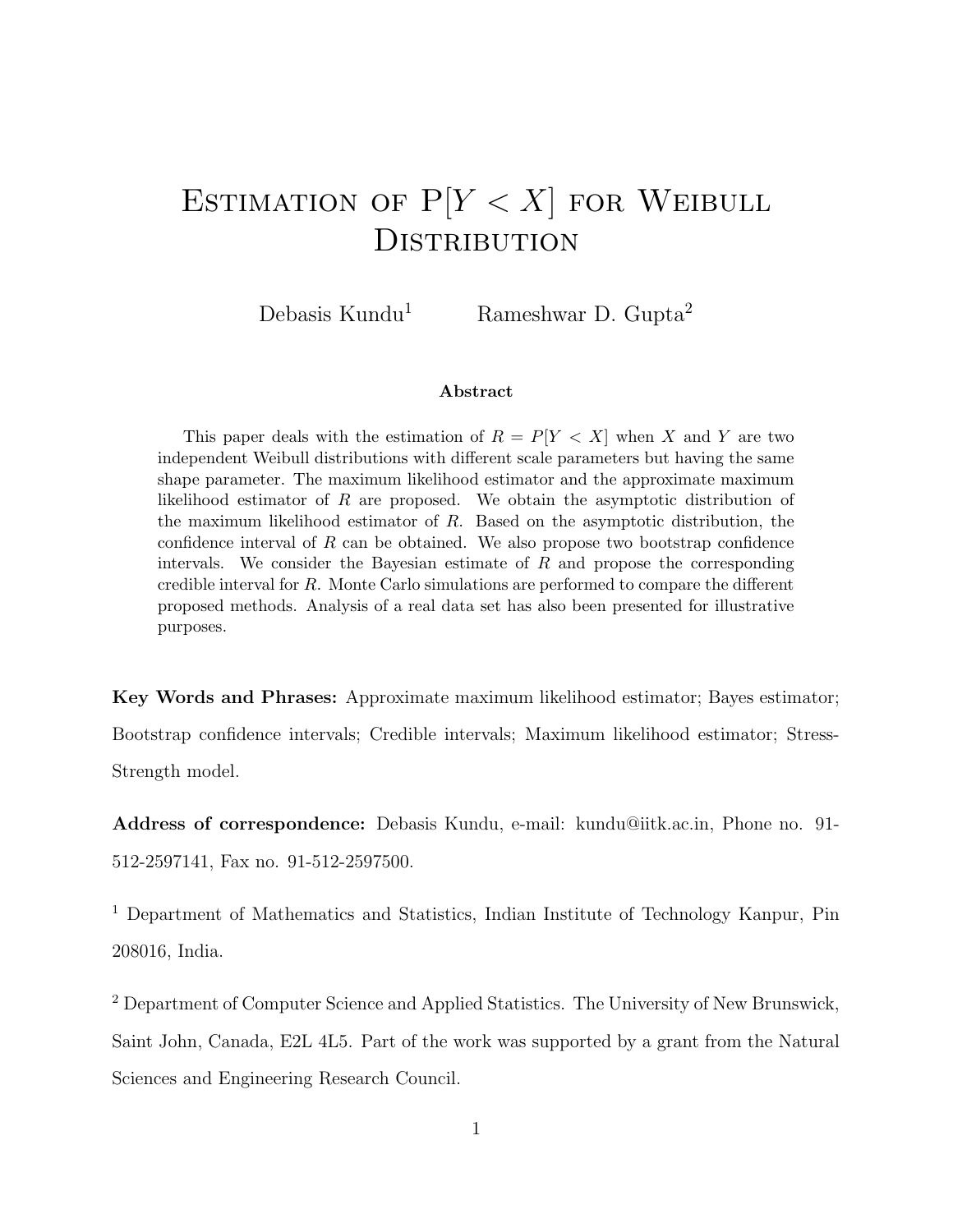# Estimation of P[$Y < X$] for Weibull Distribution

Debasis Kundu[1] Rameshwar D. Gupta[2]

**Abstract**

This paper deals with the estimation of $R = P[Y < X]$ when $X$ and $Y$ are two independent Weibull distributions with different scale parameters but having the same shape parameter. The maximum likelihood estimator and the approximate maximum likelihood estimator of $R$ are proposed. We obtain the asymptotic distribution of the maximum likelihood estimator of $R$. Based on the asymptotic distribution, the confidence interval of $R$ can be obtained. We also propose two bootstrap confidence intervals. We consider the Bayesian estimate of $R$ and propose the corresponding credible interval for $R$. Monte Carlo simulations are performed to compare the different proposed methods. Analysis of a real data set has also been presented for illustrative purposes.

**Key Words and Phrases:** Approximate maximum likelihood estimator; Bayes estimator; Bootstrap confidence intervals; Credible intervals; Maximum likelihood estimator; Stress-Strength model.

**Address of correspondence:** Debasis Kundu, e-mail: kundu@iitk.ac.in, Phone no. 91-512-2597141, Fax no. 91-512-2597500.

[1] Department of Mathematics and Statistics, Indian Institute of Technology Kanpur, Pin 208016, India.

[2] Department of Computer Science and Applied Statistics. The University of New Brunswick, Saint John, Canada, E2L 4L5. Part of the work was supported by a grant from the Natural Sciences and Engineering Research Council.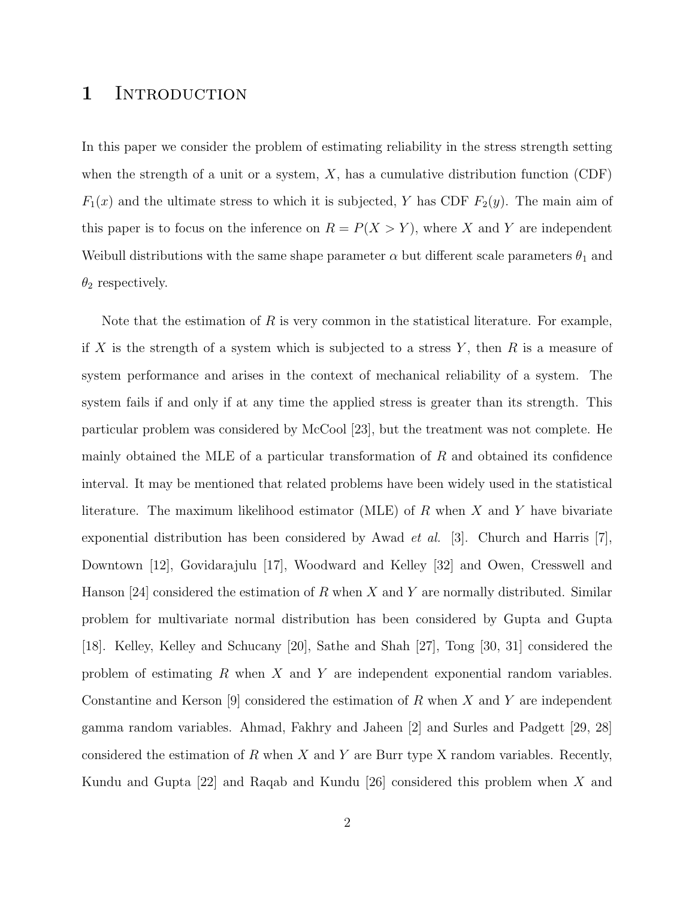# 1 Introduction

In this paper we consider the problem of estimating reliability in the stress strength setting when the strength of a unit or a system, $X$, has a cumulative distribution function (CDF) $F_1(x)$ and the ultimate stress to which it is subjected, $Y$ has CDF $F_2(y)$. The main aim of this paper is to focus on the inference on $R = P(X > Y)$, where $X$ and $Y$ are independent Weibull distributions with the same shape parameter $\alpha$ but different scale parameters $\theta_1$ and $\theta_2$ respectively.

Note that the estimation of $R$ is very common in the statistical literature. For example, if $X$ is the strength of a system which is subjected to a stress $Y$, then $R$ is a measure of system performance and arises in the context of mechanical reliability of a system. The system fails if and only if at any time the applied stress is greater than its strength. This particular problem was considered by McCool [23], but the treatment was not complete. He mainly obtained the MLE of a particular transformation of $R$ and obtained its confidence interval. It may be mentioned that related problems have been widely used in the statistical literature. The maximum likelihood estimator (MLE) of $R$ when $X$ and $Y$ have bivariate exponential distribution has been considered by Awad *et al.* [3]. Church and Harris [7], Downtown [12], Govidarajulu [17], Woodward and Kelley [32] and Owen, Cresswell and Hanson [24] considered the estimation of $R$ when $X$ and $Y$ are normally distributed. Similar problem for multivariate normal distribution has been considered by Gupta and Gupta [18]. Kelley, Kelley and Schucany [20], Sathe and Shah [27], Tong [30, 31] considered the problem of estimating $R$ when $X$ and $Y$ are independent exponential random variables. Constantine and Kerson [9] considered the estimation of $R$ when $X$ and $Y$ are independent gamma random variables. Ahmad, Fakhry and Jaheen [2] and Surles and Padgett [29, 28] considered the estimation of $R$ when $X$ and $Y$ are Burr type X random variables. Recently, Kundu and Gupta [22] and Raqab and Kundu [26] considered this problem when $X$ and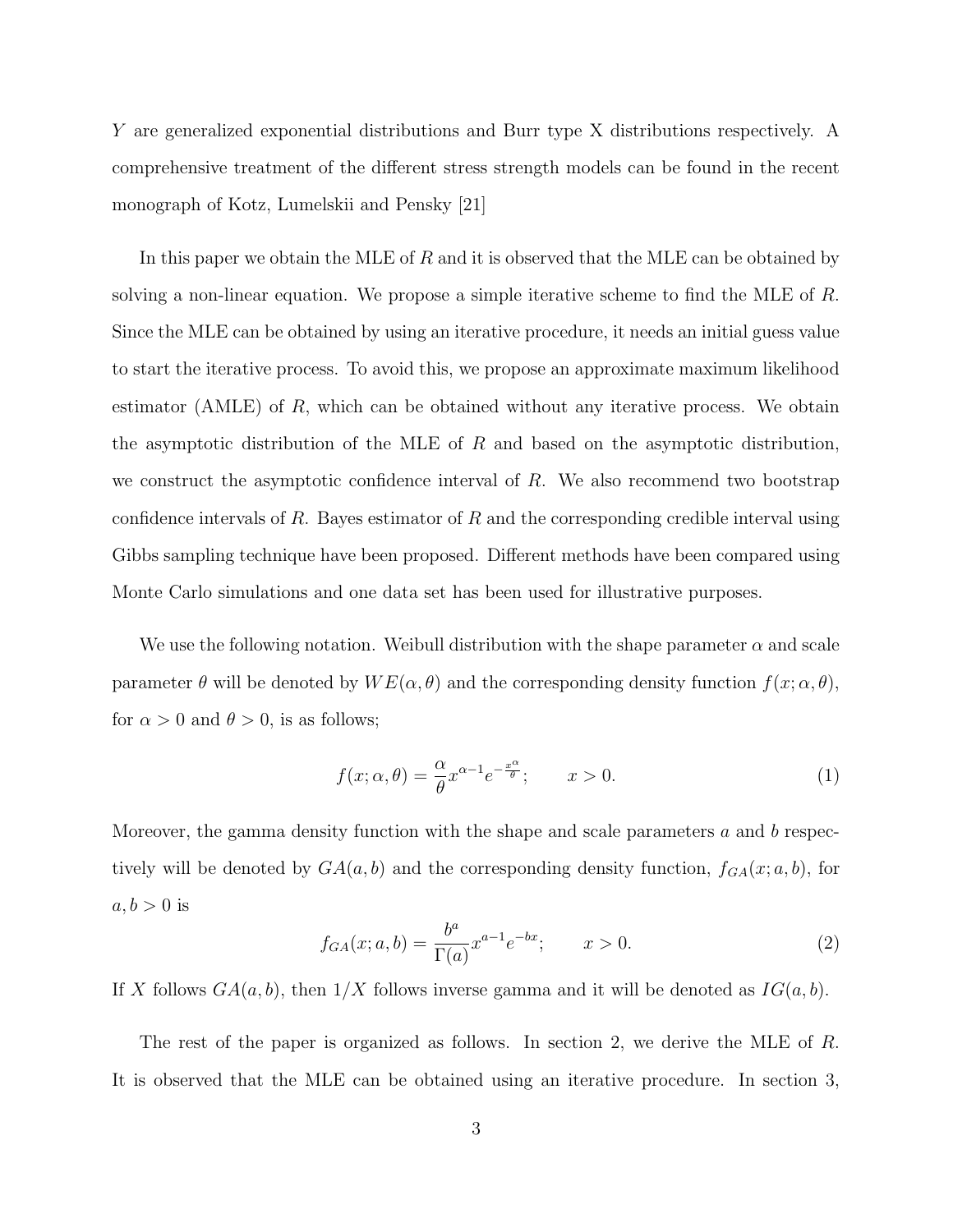$Y$ are generalized exponential distributions and Burr type X distributions respectively. A comprehensive treatment of the different stress strength models can be found in the recent monograph of Kotz, Lumelskii and Pensky [21]

In this paper we obtain the MLE of $R$ and it is observed that the MLE can be obtained by solving a non-linear equation. We propose a simple iterative scheme to find the MLE of $R$. Since the MLE can be obtained by using an iterative procedure, it needs an initial guess value to start the iterative process. To avoid this, we propose an approximate maximum likelihood estimator (AMLE) of $R$, which can be obtained without any iterative process. We obtain the asymptotic distribution of the MLE of $R$ and based on the asymptotic distribution, we construct the asymptotic confidence interval of $R$. We also recommend two bootstrap confidence intervals of $R$. Bayes estimator of $R$ and the corresponding credible interval using Gibbs sampling technique have been proposed. Different methods have been compared using Monte Carlo simulations and one data set has been used for illustrative purposes.

We use the following notation. Weibull distribution with the shape parameter $\alpha$ and scale parameter $\theta$ will be denoted by $WE(\alpha, \theta)$ and the corresponding density function $f(x; \alpha, \theta)$, for $\alpha > 0$ and $\theta > 0$, is as follows;

$$f(x; \alpha, \theta) = \frac{\alpha}{\theta} x^{\alpha - 1} e^{-\frac{x^\alpha}{\theta}}; \qquad x > 0. \tag{1}$$

Moreover, the gamma density function with the shape and scale parameters $a$ and $b$ respectively will be denoted by $GA(a, b)$ and the corresponding density function, $f_{GA}(x; a, b)$, for $a, b > 0$ is

$$f_{GA}(x; a, b) = \frac{b^a}{\Gamma(a)} x^{a-1} e^{-bx}; \qquad x > 0. \tag{2}$$

If $X$ follows $GA(a, b)$, then $1/X$ follows inverse gamma and it will be denoted as $IG(a, b)$.

The rest of the paper is organized as follows. In section 2, we derive the MLE of $R$. It is observed that the MLE can be obtained using an iterative procedure. In section 3,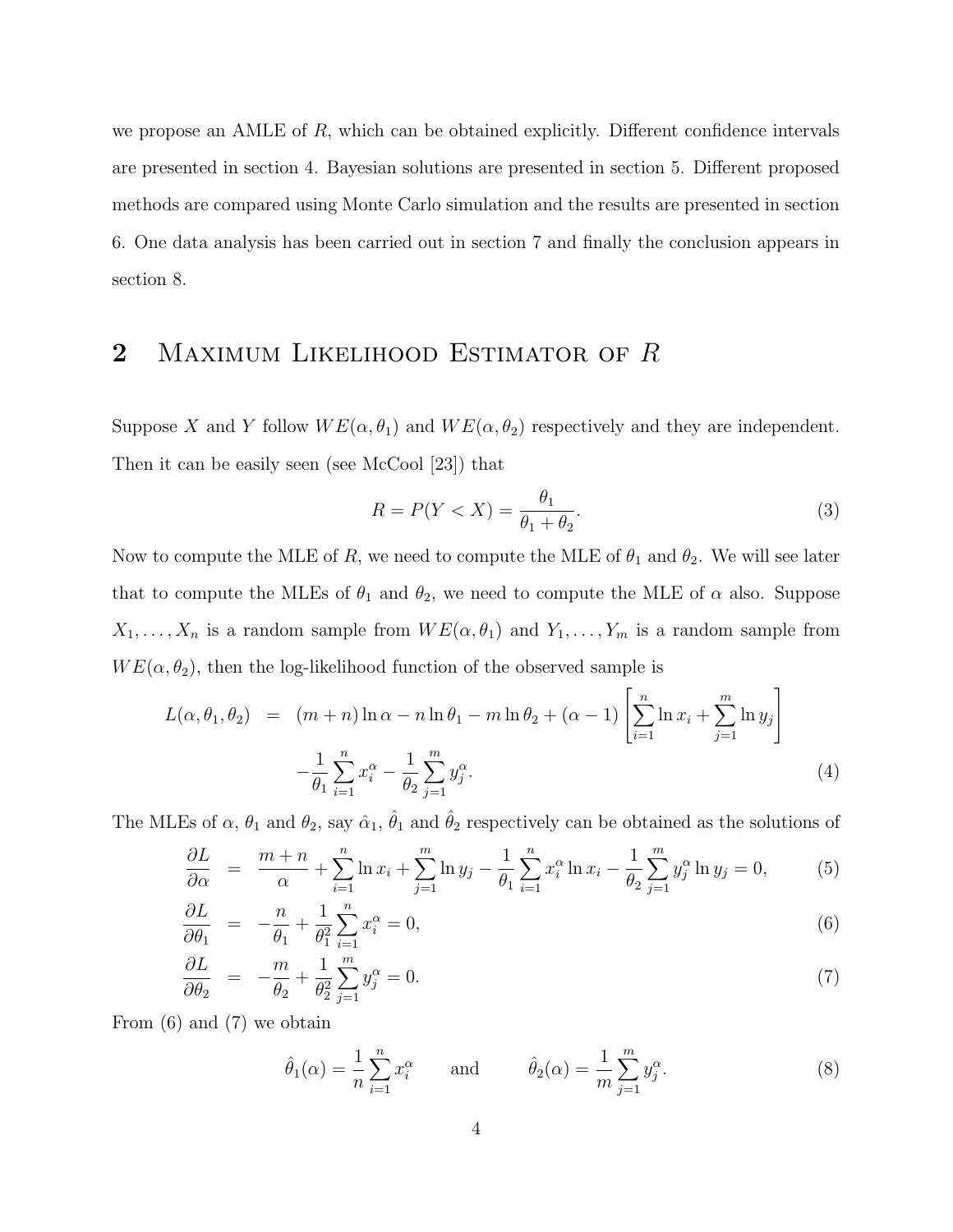we propose an AMLE of $R$, which can be obtained explicitly. Different confidence intervals are presented in section 4. Bayesian solutions are presented in section 5. Different proposed methods are compared using Monte Carlo simulation and the results are presented in section 6. One data analysis has been carried out in section 7 and finally the conclusion appears in section 8.

## 2 Maximum Likelihood Estimator of $R$

Suppose $X$ and $Y$ follow $WE(\alpha, \theta_1)$ and $WE(\alpha, \theta_2)$ respectively and they are independent. Then it can be easily seen (see McCool [23]) that

$$R = P(Y < X) = \frac{\theta_1}{\theta_1 + \theta_2}. \tag{3}$$

Now to compute the MLE of $R$, we need to compute the MLE of $\theta_1$ and $\theta_2$. We will see later that to compute the MLEs of $\theta_1$ and $\theta_2$, we need to compute the MLE of $\alpha$ also. Suppose $X_1, \ldots, X_n$ is a random sample from $WE(\alpha, \theta_1)$ and $Y_1, \ldots, Y_m$ is a random sample from $WE(\alpha, \theta_2)$, then the log-likelihood function of the observed sample is

$$\begin{aligned} L(\alpha, \theta_1, \theta_2) &= (m+n)\ln\alpha - n\ln\theta_1 - m\ln\theta_2 + (\alpha - 1)\left[\sum_{i=1}^{n}\ln x_i + \sum_{j=1}^{m}\ln y_j\right] \\ &\quad - \frac{1}{\theta_1}\sum_{i=1}^{n} x_i^{\alpha} - \frac{1}{\theta_2}\sum_{j=1}^{m} y_j^{\alpha}. \end{aligned} \tag{4}$$

The MLEs of $\alpha$, $\theta_1$ and $\theta_2$, say $\hat{\alpha}_1$, $\hat{\theta}_1$ and $\hat{\theta}_2$ respectively can be obtained as the solutions of

$$\frac{\partial L}{\partial \alpha} = \frac{m+n}{\alpha} + \sum_{i=1}^{n}\ln x_i + \sum_{j=1}^{m}\ln y_j - \frac{1}{\theta_1}\sum_{i=1}^{n} x_i^{\alpha}\ln x_i - \frac{1}{\theta_2}\sum_{j=1}^{m} y_j^{\alpha}\ln y_j = 0, \tag{5}$$

$$\frac{\partial L}{\partial \theta_1} = -\frac{n}{\theta_1} + \frac{1}{\theta_1^2}\sum_{i=1}^{n} x_i^{\alpha} = 0, \tag{6}$$

$$\frac{\partial L}{\partial \theta_2} = -\frac{m}{\theta_2} + \frac{1}{\theta_2^2}\sum_{j=1}^{m} y_j^{\alpha} = 0. \tag{7}$$

From (6) and (7) we obtain

$$\hat{\theta}_1(\alpha) = \frac{1}{n}\sum_{i=1}^{n} x_i^{\alpha} \qquad \text{and} \qquad \hat{\theta}_2(\alpha) = \frac{1}{m}\sum_{j=1}^{m} y_j^{\alpha}. \tag{8}$$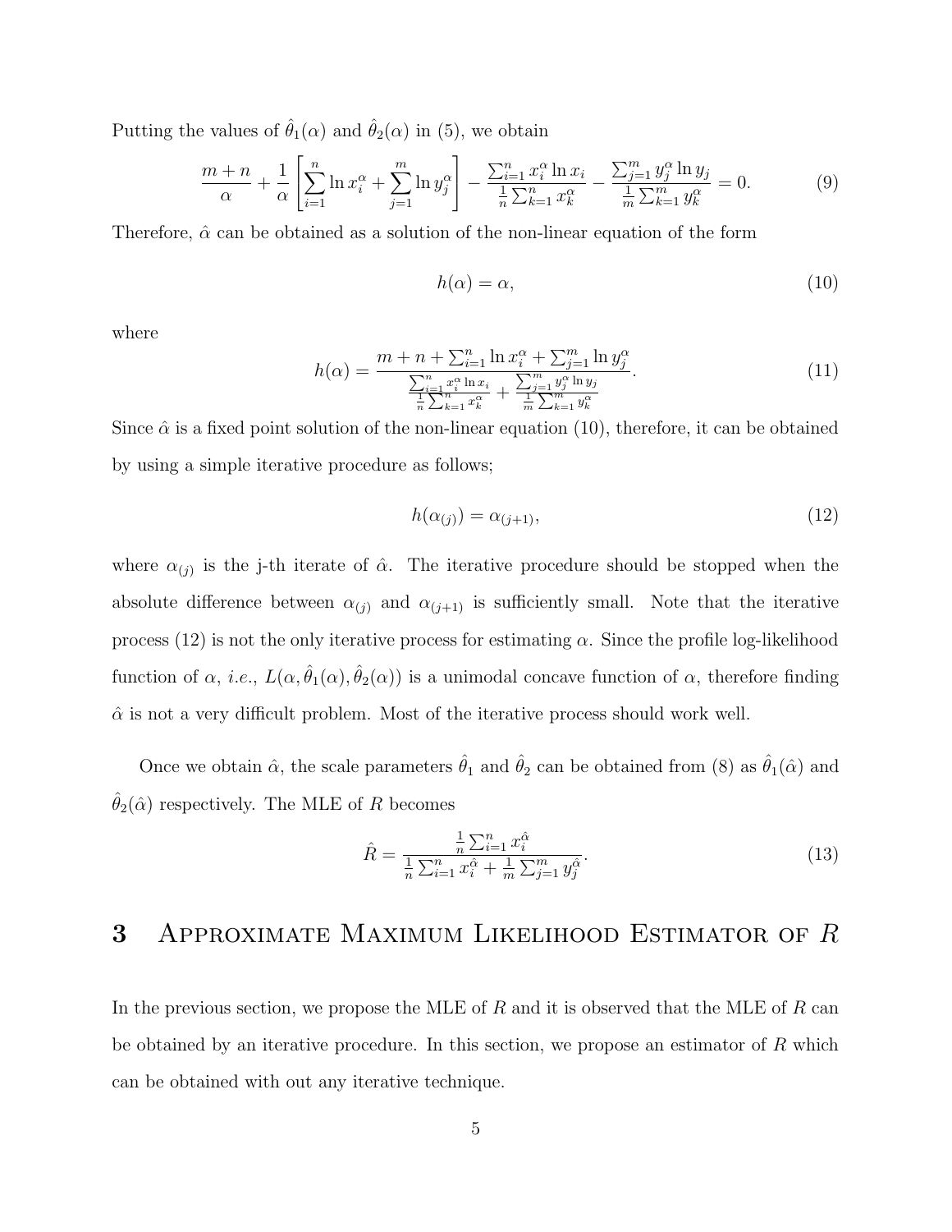Putting the values of $\hat{\theta}_1(\alpha)$ and $\hat{\theta}_2(\alpha)$ in (5), we obtain

$$\frac{m+n}{\alpha} + \frac{1}{\alpha}\left[\sum_{i=1}^{n} \ln x_i^{\alpha} + \sum_{j=1}^{m} \ln y_j^{\alpha}\right] - \frac{\sum_{i=1}^{n} x_i^{\alpha} \ln x_i}{\frac{1}{n}\sum_{k=1}^{n} x_k^{\alpha}} - \frac{\sum_{j=1}^{m} y_j^{\alpha} \ln y_j}{\frac{1}{m}\sum_{k=1}^{m} y_k^{\alpha}} = 0. \tag{9}$$

Therefore, $\hat{\alpha}$ can be obtained as a solution of the non-linear equation of the form

$$h(\alpha) = \alpha, \tag{10}$$

where

$$h(\alpha) = \frac{m + n + \sum_{i=1}^{n} \ln x_i^{\alpha} + \sum_{j=1}^{m} \ln y_j^{\alpha}}{\frac{\sum_{i=1}^{n} x_i^{\alpha} \ln x_i}{\frac{1}{n}\sum_{k=1}^{n} x_k^{\alpha}} + \frac{\sum_{j=1}^{m} y_j^{\alpha} \ln y_j}{\frac{1}{m}\sum_{k=1}^{m} y_k^{\alpha}}}. \tag{11}$$

Since $\hat{\alpha}$ is a fixed point solution of the non-linear equation (10), therefore, it can be obtained by using a simple iterative procedure as follows;

$$h(\alpha_{(j)}) = \alpha_{(j+1)}, \tag{12}$$

where $\alpha_{(j)}$ is the j-th iterate of $\hat{\alpha}$. The iterative procedure should be stopped when the absolute difference between $\alpha_{(j)}$ and $\alpha_{(j+1)}$ is sufficiently small. Note that the iterative process (12) is not the only iterative process for estimating $\alpha$. Since the profile log-likelihood function of $\alpha$, *i.e.*, $L(\alpha, \hat{\theta}_1(\alpha), \hat{\theta}_2(\alpha))$ is a unimodal concave function of $\alpha$, therefore finding $\hat{\alpha}$ is not a very difficult problem. Most of the iterative process should work well.

Once we obtain $\hat{\alpha}$, the scale parameters $\hat{\theta}_1$ and $\hat{\theta}_2$ can be obtained from (8) as $\hat{\theta}_1(\hat{\alpha})$ and $\hat{\theta}_2(\hat{\alpha})$ respectively. The MLE of $R$ becomes

$$\hat{R} = \frac{\frac{1}{n}\sum_{i=1}^{n} x_i^{\hat{\alpha}}}{\frac{1}{n}\sum_{i=1}^{n} x_i^{\hat{\alpha}} + \frac{1}{m}\sum_{j=1}^{m} y_j^{\hat{\alpha}}}. \tag{13}$$

# 3 Approximate Maximum Likelihood Estimator of $R$

In the previous section, we propose the MLE of $R$ and it is observed that the MLE of $R$ can be obtained by an iterative procedure. In this section, we propose an estimator of $R$ which can be obtained with out any iterative technique.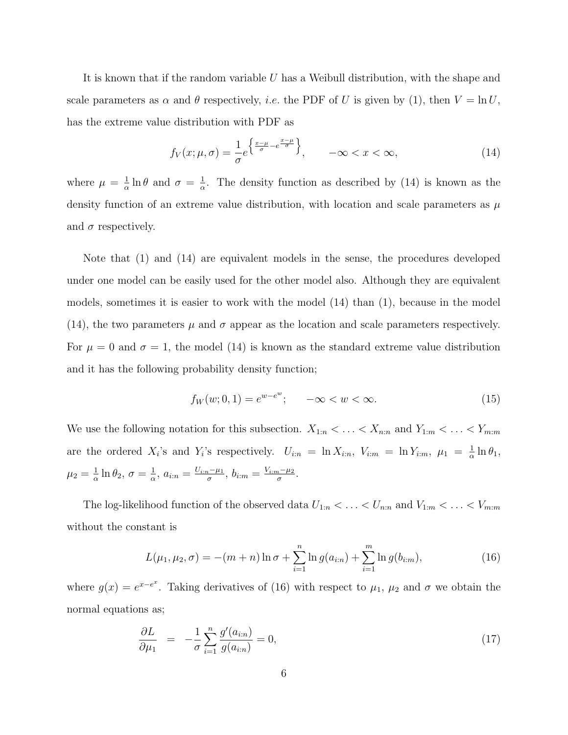It is known that if the random variable $U$ has a Weibull distribution, with the shape and scale parameters as $\alpha$ and $\theta$ respectively, *i.e.* the PDF of $U$ is given by (1), then $V = \ln U$, has the extreme value distribution with PDF as

$$f_V(x; \mu, \sigma) = \frac{1}{\sigma} e^{\left\{ \frac{x-\mu}{\sigma} - e^{\frac{x-\mu}{\sigma}} \right\}}, \qquad -\infty < x < \infty, \tag{14}$$

where $\mu = \frac{1}{\alpha} \ln \theta$ and $\sigma = \frac{1}{\alpha}$. The density function as described by (14) is known as the density function of an extreme value distribution, with location and scale parameters as $\mu$ and $\sigma$ respectively.

Note that (1) and (14) are equivalent models in the sense, the procedures developed under one model can be easily used for the other model also. Although they are equivalent models, sometimes it is easier to work with the model (14) than (1), because in the model (14), the two parameters $\mu$ and $\sigma$ appear as the location and scale parameters respectively. For $\mu = 0$ and $\sigma = 1$, the model (14) is known as the standard extreme value distribution and it has the following probability density function;

$$f_W(w; 0, 1) = e^{w - e^w}; \qquad -\infty < w < \infty. \tag{15}$$

We use the following notation for this subsection. $X_{1:n} < \ldots < X_{n:n}$ and $Y_{1:m} < \ldots < Y_{m:m}$ are the ordered $X_i$'s and $Y_i$'s respectively. $U_{i:n} = \ln X_{i:n}$, $V_{i:m} = \ln Y_{i:m}$, $\mu_1 = \frac{1}{\alpha} \ln \theta_1$, $\mu_2 = \frac{1}{\alpha} \ln \theta_2$, $\sigma = \frac{1}{\alpha}$, $a_{i:n} = \frac{U_{i:n} - \mu_1}{\sigma}$, $b_{i:m} = \frac{V_{i:m} - \mu_2}{\sigma}$.

The log-likelihood function of the observed data $U_{1:n} < \ldots < U_{n:n}$ and $V_{1:m} < \ldots < V_{m:m}$ without the constant is

$$L(\mu_1, \mu_2, \sigma) = -(m+n) \ln \sigma + \sum_{i=1}^{n} \ln g(a_{i:n}) + \sum_{i=1}^{m} \ln g(b_{i:m}), \tag{16}$$

where $g(x) = e^{x - e^x}$. Taking derivatives of (16) with respect to $\mu_1$, $\mu_2$ and $\sigma$ we obtain the normal equations as;

$$\frac{\partial L}{\partial \mu_1} = -\frac{1}{\sigma} \sum_{i=1}^{n} \frac{g'(a_{i:n})}{g(a_{i:n})} = 0, \tag{17}$$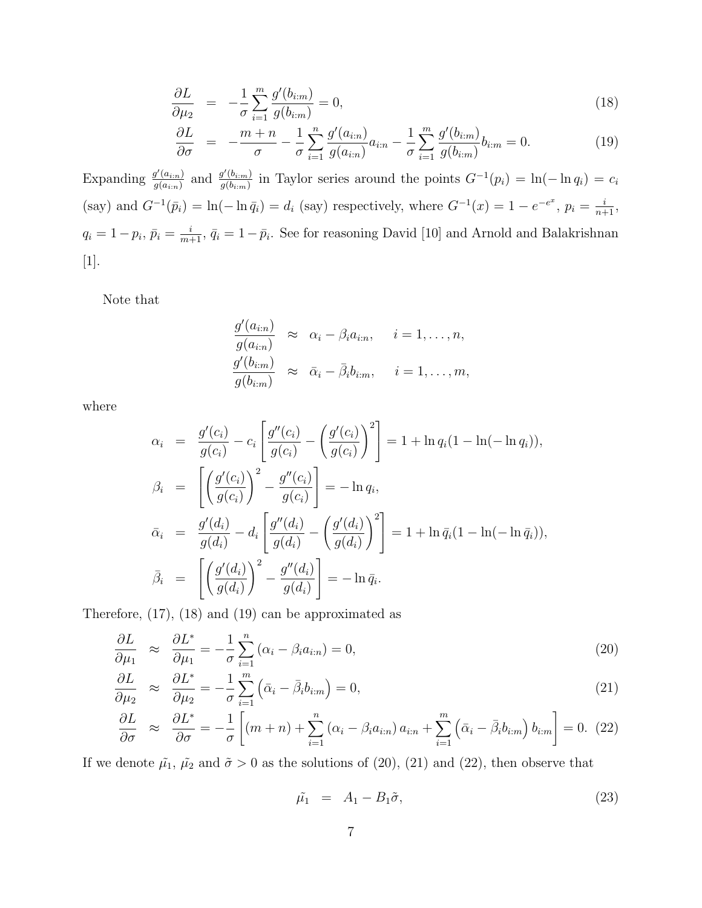$$
\begin{aligned}
\frac{\partial L}{\partial \mu_2} &= -\frac{1}{\sigma}\sum_{i=1}^{m}\frac{g'(b_{i:m})}{g(b_{i:m})} = 0, && (18)\\
\frac{\partial L}{\partial \sigma} &= -\frac{m+n}{\sigma} - \frac{1}{\sigma}\sum_{i=1}^{n}\frac{g'(a_{i:n})}{g(a_{i:n})}a_{i:n} - \frac{1}{\sigma}\sum_{i=1}^{m}\frac{g'(b_{i:m})}{g(b_{i:m})}b_{i:m} = 0. && (19)
\end{aligned}
$$

Expanding $\frac{g'(a_{i:n})}{g(a_{i:n})}$ and $\frac{g'(b_{i:m})}{g(b_{i:m})}$ in Taylor series around the points $G^{-1}(p_i) = \ln(-\ln q_i) = c_i$ (say) and $G^{-1}(\bar{p}_i) = \ln(-\ln \bar{q}_i) = d_i$ (say) respectively, where $G^{-1}(x) = 1 - e^{-e^x}$, $p_i = \frac{i}{n+1}$, $q_i = 1 - p_i$, $\bar{p}_i = \frac{i}{m+1}$, $\bar{q}_i = 1 - \bar{p}_i$. See for reasoning David [10] and Arnold and Balakrishnan [1].

Note that

$$
\begin{aligned}
\frac{g'(a_{i:n})}{g(a_{i:n})} &\approx \alpha_i - \beta_i a_{i:n}, \quad i = 1,\ldots,n,\\
\frac{g'(b_{i:m})}{g(b_{i:m})} &\approx \bar{\alpha}_i - \bar{\beta}_i b_{i:m}, \quad i = 1,\ldots,m,
\end{aligned}
$$

where

$$
\begin{aligned}
\alpha_i &= \frac{g'(c_i)}{g(c_i)} - c_i\left[\frac{g''(c_i)}{g(c_i)} - \left(\frac{g'(c_i)}{g(c_i)}\right)^2\right] = 1 + \ln q_i(1 - \ln(-\ln q_i)),\\
\beta_i &= \left[\left(\frac{g'(c_i)}{g(c_i)}\right)^2 - \frac{g''(c_i)}{g(c_i)}\right] = -\ln q_i,\\
\bar{\alpha}_i &= \frac{g'(d_i)}{g(d_i)} - d_i\left[\frac{g''(d_i)}{g(d_i)} - \left(\frac{g'(d_i)}{g(d_i)}\right)^2\right] = 1 + \ln \bar{q}_i(1 - \ln(-\ln \bar{q}_i)),\\
\bar{\beta}_i &= \left[\left(\frac{g'(d_i)}{g(d_i)}\right)^2 - \frac{g''(d_i)}{g(d_i)}\right] = -\ln \bar{q}_i.
\end{aligned}
$$

Therefore, (17), (18) and (19) can be approximated as

$$
\begin{aligned}
\frac{\partial L}{\partial \mu_1} &\approx \frac{\partial L^*}{\partial \mu_1} = -\frac{1}{\sigma}\sum_{i=1}^{n}(\alpha_i - \beta_i a_{i:n}) = 0, && (20)\\
\frac{\partial L}{\partial \mu_2} &\approx \frac{\partial L^*}{\partial \mu_2} = -\frac{1}{\sigma}\sum_{i=1}^{m}\left(\bar{\alpha}_i - \bar{\beta}_i b_{i:m}\right) = 0, && (21)\\
\frac{\partial L}{\partial \sigma} &\approx \frac{\partial L^*}{\partial \sigma} = -\frac{1}{\sigma}\left[(m+n) + \sum_{i=1}^{n}(\alpha_i - \beta_i a_{i:n})\,a_{i:n} + \sum_{i=1}^{m}\left(\bar{\alpha}_i - \bar{\beta}_i b_{i:m}\right)b_{i:m}\right] = 0. && (22)
\end{aligned}
$$

If we denote $\tilde{\mu_1}$, $\tilde{\mu_2}$ and $\tilde{\sigma} > 0$ as the solutions of (20), (21) and (22), then observe that

$$
\tilde{\mu_1} = A_1 - B_1\tilde{\sigma}, \tag{23}
$$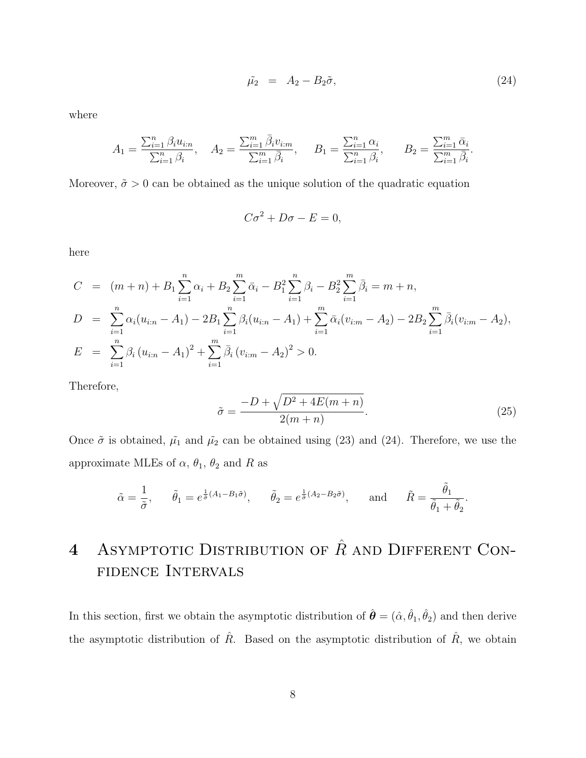$$\tilde{\mu_2} \;=\; A_2 - B_2\tilde{\sigma}, \tag{24}$$

where

$$A_1 = \frac{\sum_{i=1}^{n}\beta_i u_{i:n}}{\sum_{i=1}^{n}\beta_i}, \quad A_2 = \frac{\sum_{i=1}^{m}\bar{\beta}_i v_{i:m}}{\sum_{i=1}^{m}\bar{\beta}_i}, \qquad B_1 = \frac{\sum_{i=1}^{n}\alpha_i}{\sum_{i=1}^{n}\beta_i}, \qquad B_2 = \frac{\sum_{i=1}^{m}\bar{\alpha}_i}{\sum_{i=1}^{m}\bar{\beta}_i}.$$

Moreover, $\tilde{\sigma} > 0$ can be obtained as the unique solution of the quadratic equation

$$C\sigma^2 + D\sigma - E = 0,$$

here

$$\begin{aligned}
C &= (m+n) + B_1\sum_{i=1}^{n}\alpha_i + B_2\sum_{i=1}^{m}\bar{\alpha}_i - B_1^2\sum_{i=1}^{n}\beta_i - B_2^2\sum_{i=1}^{m}\bar{\beta}_i = m+n,\\
D &= \sum_{i=1}^{n}\alpha_i(u_{i:n}-A_1) - 2B_1\sum_{i=1}^{n}\beta_i(u_{i:n}-A_1) + \sum_{i=1}^{m}\bar{\alpha}_i(v_{i:m}-A_2) - 2B_2\sum_{i=1}^{m}\bar{\beta}_i(v_{i:m}-A_2),\\
E &= \sum_{i=1}^{n}\beta_i\left(u_{i:n}-A_1\right)^2 + \sum_{i=1}^{m}\bar{\beta}_i\left(v_{i:m}-A_2\right)^2 > 0.
\end{aligned}$$

Therefore,

$$\tilde{\sigma} = \frac{-D + \sqrt{D^2 + 4E(m+n)}}{2(m+n)}. \tag{25}$$

Once $\tilde{\sigma}$ is obtained, $\tilde{\mu_1}$ and $\tilde{\mu_2}$ can be obtained using (23) and (24). Therefore, we use the approximate MLEs of $\alpha$, $\theta_1$, $\theta_2$ and $R$ as

$$\tilde{\alpha} = \frac{1}{\tilde{\sigma}}, \qquad \tilde{\theta}_1 = e^{\frac{1}{\tilde{\sigma}}(A_1 - B_1\tilde{\sigma})}, \qquad \tilde{\theta}_2 = e^{\frac{1}{\tilde{\sigma}}(A_2 - B_2\tilde{\sigma})}, \qquad \text{and} \qquad \tilde{R} = \frac{\tilde{\theta}_1}{\tilde{\theta}_1 + \tilde{\theta}_2}.$$

# 4 Asymptotic Distribution of $\hat{R}$ and Different Confidence Intervals

In this section, first we obtain the asymptotic distribution of $\hat{\boldsymbol{\theta}} = (\hat{\alpha}, \hat{\theta}_1, \hat{\theta}_2)$ and then derive the asymptotic distribution of $\hat{R}$. Based on the asymptotic distribution of $\hat{R}$, we obtain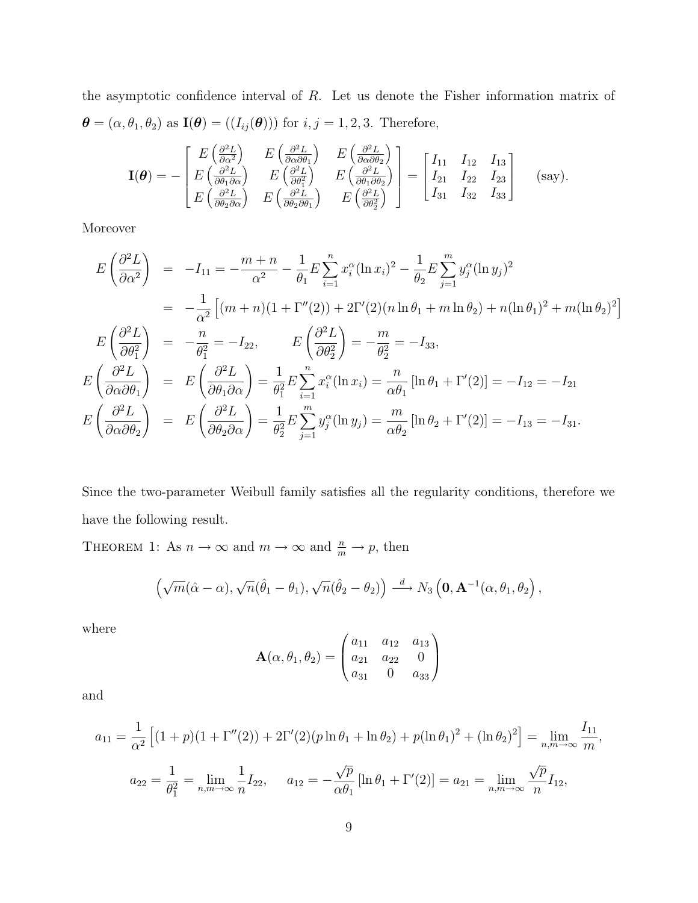the asymptotic confidence interval of $R$. Let us denote the Fisher information matrix of $\boldsymbol{\theta} = (\alpha, \theta_1, \theta_2)$ as $\mathbf{I}(\boldsymbol{\theta}) = ((I_{ij}(\boldsymbol{\theta})))$ for $i, j = 1, 2, 3$. Therefore,

$$\mathbf{I}(\boldsymbol{\theta}) = -\begin{bmatrix} E\left(\frac{\partial^2 L}{\partial \alpha^2}\right) & E\left(\frac{\partial^2 L}{\partial \alpha \partial \theta_1}\right) & E\left(\frac{\partial^2 L}{\partial \alpha \partial \theta_2}\right) \\ E\left(\frac{\partial^2 L}{\partial \theta_1 \partial \alpha}\right) & E\left(\frac{\partial^2 L}{\partial \theta_1^2}\right) & E\left(\frac{\partial^2 L}{\partial \theta_1 \partial \theta_2}\right) \\ E\left(\frac{\partial^2 L}{\partial \theta_2 \partial \alpha}\right) & E\left(\frac{\partial^2 L}{\partial \theta_2 \partial \theta_1}\right) & E\left(\frac{\partial^2 L}{\partial \theta_2^2}\right) \end{bmatrix} = \begin{bmatrix} I_{11} & I_{12} & I_{13} \\ I_{21} & I_{22} & I_{23} \\ I_{31} & I_{32} & I_{33} \end{bmatrix} \quad \text{(say).}$$

Moreover

$$\begin{aligned}
E\left(\frac{\partial^2 L}{\partial \alpha^2}\right) &= -I_{11} = -\frac{m+n}{\alpha^2} - \frac{1}{\theta_1} E \sum_{i=1}^{n} x_i^{\alpha} (\ln x_i)^2 - \frac{1}{\theta_2} E \sum_{j=1}^{m} y_j^{\alpha} (\ln y_j)^2 \\
&= -\frac{1}{\alpha^2} \left[ (m+n)(1 + \Gamma''(2)) + 2\Gamma'(2)(n \ln \theta_1 + m \ln \theta_2) + n(\ln \theta_1)^2 + m(\ln \theta_2)^2 \right] \\
E\left(\frac{\partial^2 L}{\partial \theta_1^2}\right) &= -\frac{n}{\theta_1^2} = -I_{22}, \qquad E\left(\frac{\partial^2 L}{\partial \theta_2^2}\right) = -\frac{m}{\theta_2^2} = -I_{33}, \\
E\left(\frac{\partial^2 L}{\partial \alpha \partial \theta_1}\right) &= E\left(\frac{\partial^2 L}{\partial \theta_1 \partial \alpha}\right) = \frac{1}{\theta_1^2} E \sum_{i=1}^{n} x_i^{\alpha} (\ln x_i) = \frac{n}{\alpha \theta_1} \left[ \ln \theta_1 + \Gamma'(2) \right] = -I_{12} = -I_{21} \\
E\left(\frac{\partial^2 L}{\partial \alpha \partial \theta_2}\right) &= E\left(\frac{\partial^2 L}{\partial \theta_2 \partial \alpha}\right) = \frac{1}{\theta_2^2} E \sum_{j=1}^{m} y_j^{\alpha} (\ln y_j) = \frac{m}{\alpha \theta_2} \left[ \ln \theta_2 + \Gamma'(2) \right] = -I_{13} = -I_{31}.
\end{aligned}$$

Since the two-parameter Weibull family satisfies all the regularity conditions, therefore we have the following result.

THEOREM 1: As $n \to \infty$ and $m \to \infty$ and $\frac{n}{m} \to p$, then

$$\left( \sqrt{m}(\hat{\alpha} - \alpha), \sqrt{n}(\hat{\theta}_1 - \theta_1), \sqrt{n}(\hat{\theta}_2 - \theta_2) \right) \xrightarrow{d} N_3 \left( \mathbf{0}, \mathbf{A}^{-1}(\alpha, \theta_1, \theta_2) \right),$$

where

$$\mathbf{A}(\alpha, \theta_1, \theta_2) = \begin{pmatrix} a_{11} & a_{12} & a_{13} \\ a_{21} & a_{22} & 0 \\ a_{31} & 0 & a_{33} \end{pmatrix}$$

and

$$a_{11} = \frac{1}{\alpha^2} \left[ (1+p)(1 + \Gamma''(2)) + 2\Gamma'(2)(p \ln \theta_1 + \ln \theta_2) + p(\ln \theta_1)^2 + (\ln \theta_2)^2 \right] = \lim_{n,m \to \infty} \frac{I_{11}}{m},$$

$$a_{22} = \frac{1}{\theta_1^2} = \lim_{n,m \to \infty} \frac{1}{n} I_{22}, \qquad a_{12} = -\frac{\sqrt{p}}{\alpha \theta_1} \left[ \ln \theta_1 + \Gamma'(2) \right] = a_{21} = \lim_{n,m \to \infty} \frac{\sqrt{p}}{n} I_{12},$$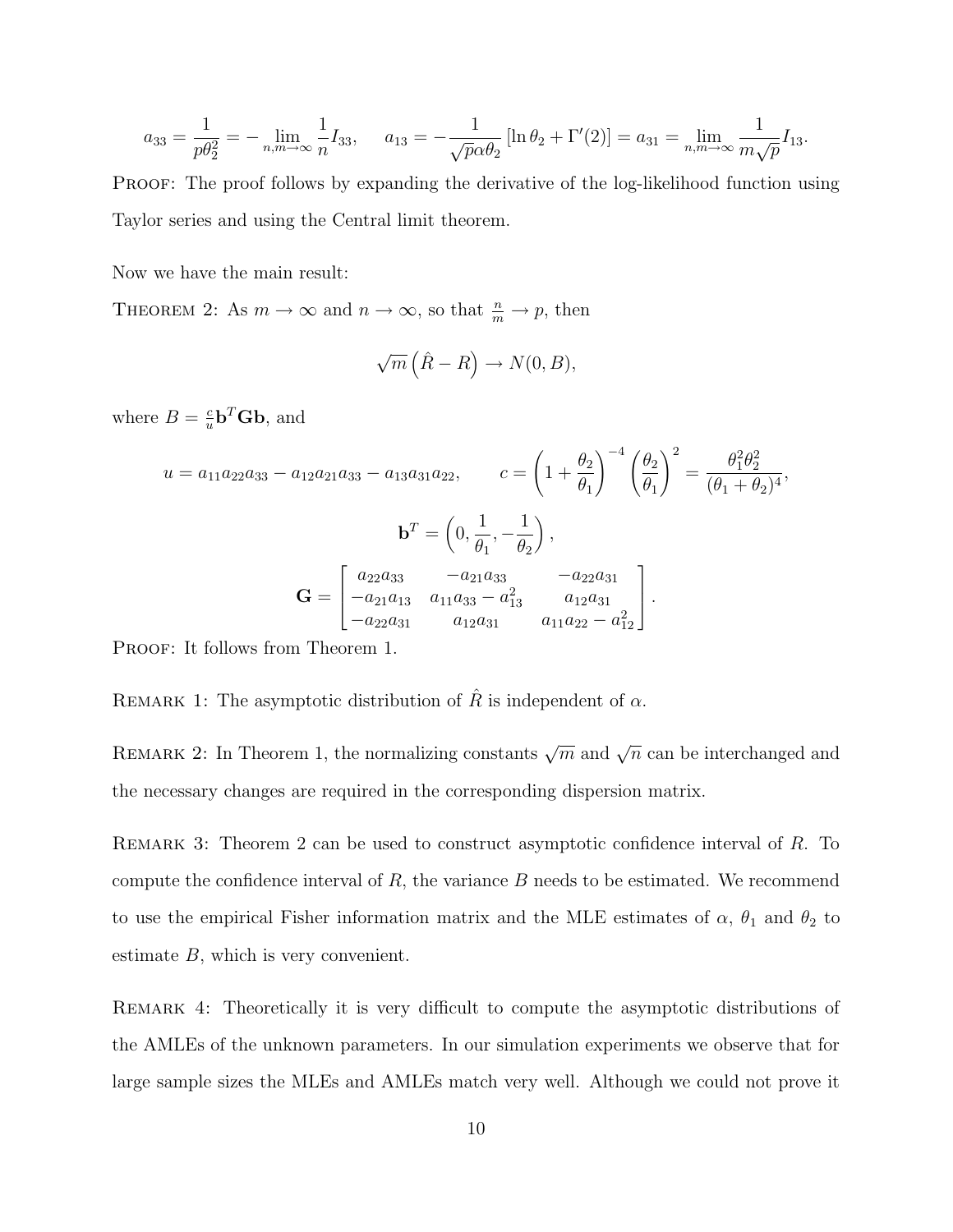$$a_{33} = \frac{1}{p\theta_2^2} = -\lim_{n,m\to\infty} \frac{1}{n} I_{33}, \qquad a_{13} = -\frac{1}{\sqrt{p}\alpha\theta_2}\left[\ln\theta_2 + \Gamma'(2)\right] = a_{31} = \lim_{n,m\to\infty} \frac{1}{m\sqrt{p}} I_{13}.$$

PROOF: The proof follows by expanding the derivative of the log-likelihood function using Taylor series and using the Central limit theorem.

Now we have the main result:

THEOREM 2: As $m \to \infty$ and $n \to \infty$, so that $\frac{n}{m} \to p$, then

$$\sqrt{m}\left(\hat{R} - R\right) \to N(0, B),$$

where $B = \frac{c}{u}\mathbf{b}^T\mathbf{G}\mathbf{b}$, and

$$u = a_{11}a_{22}a_{33} - a_{12}a_{21}a_{33} - a_{13}a_{31}a_{22}, \qquad c = \left(1 + \frac{\theta_2}{\theta_1}\right)^{-4}\left(\frac{\theta_2}{\theta_1}\right)^2 = \frac{\theta_1^2\theta_2^2}{(\theta_1+\theta_2)^4},$$

$$\mathbf{b}^T = \left(0, \frac{1}{\theta_1}, -\frac{1}{\theta_2}\right),$$

$$\mathbf{G} = \begin{bmatrix} a_{22}a_{33} & -a_{21}a_{33} & -a_{22}a_{31} \\ -a_{21}a_{13} & a_{11}a_{33} - a_{13}^2 & a_{12}a_{31} \\ -a_{22}a_{31} & a_{12}a_{31} & a_{11}a_{22} - a_{12}^2 \end{bmatrix}.$$

PROOF: It follows from Theorem 1.

REMARK 1: The asymptotic distribution of $\hat{R}$ is independent of $\alpha$.

REMARK 2: In Theorem 1, the normalizing constants $\sqrt{m}$ and $\sqrt{n}$ can be interchanged and the necessary changes are required in the corresponding dispersion matrix.

REMARK 3: Theorem 2 can be used to construct asymptotic confidence interval of $R$. To compute the confidence interval of $R$, the variance $B$ needs to be estimated. We recommend to use the empirical Fisher information matrix and the MLE estimates of $\alpha$, $\theta_1$ and $\theta_2$ to estimate $B$, which is very convenient.

REMARK 4: Theoretically it is very difficult to compute the asymptotic distributions of the AMLEs of the unknown parameters. In our simulation experiments we observe that for large sample sizes the MLEs and AMLEs match very well. Although we could not prove it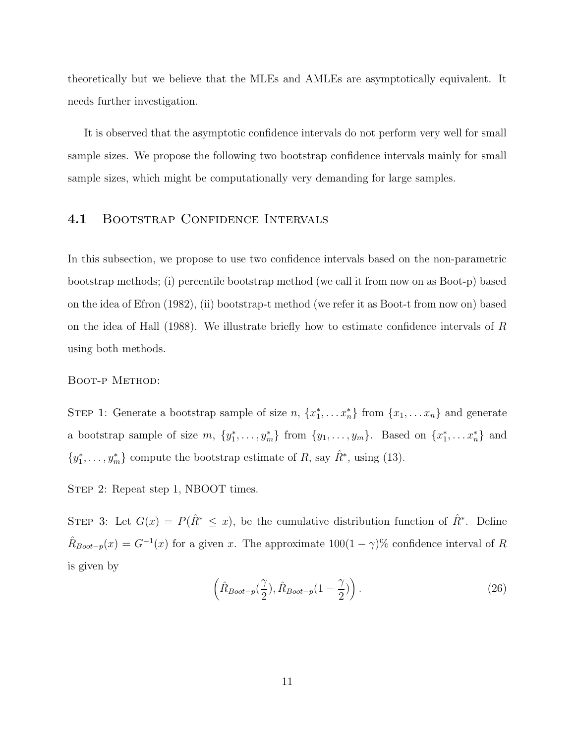theoretically but we believe that the MLEs and AMLEs are asymptotically equivalent. It needs further investigation.

It is observed that the asymptotic confidence intervals do not perform very well for small sample sizes. We propose the following two bootstrap confidence intervals mainly for small sample sizes, which might be computationally very demanding for large samples.

### 4.1 Bootstrap Confidence Intervals

In this subsection, we propose to use two confidence intervals based on the non-parametric bootstrap methods; (i) percentile bootstrap method (we call it from now on as Boot-p) based on the idea of Efron (1982), (ii) bootstrap-t method (we refer it as Boot-t from now on) based on the idea of Hall (1988). We illustrate briefly how to estimate confidence intervals of $R$ using both methods.

Boot-p Method:

Step 1: Generate a bootstrap sample of size $n$, $\{x_1^*, \ldots x_n^*\}$ from $\{x_1, \ldots x_n\}$ and generate a bootstrap sample of size $m$, $\{y_1^*, \ldots, y_m^*\}$ from $\{y_1, \ldots, y_m\}$. Based on $\{x_1^*, \ldots x_n^*\}$ and $\{y_1^*, \ldots, y_m^*\}$ compute the bootstrap estimate of $R$, say $\hat{R}^*$, using (13).

Step 2: Repeat step 1, NBOOT times.

Step 3: Let $G(x) = P(\hat{R}^* \leq x)$, be the cumulative distribution function of $\hat{R}^*$. Define $\hat{R}_{Boot-p}(x) = G^{-1}(x)$ for a given $x$. The approximate $100(1-\gamma)\%$ confidence interval of $R$ is given by

$$\left(\hat{R}_{Boot-p}(\frac{\gamma}{2}), \hat{R}_{Boot-p}(1-\frac{\gamma}{2})\right). \tag{26}$$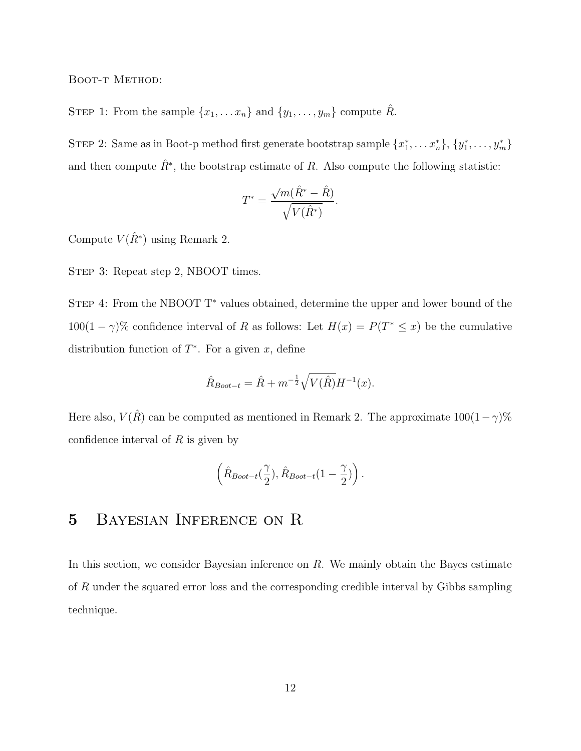Boot-t Method:

Step 1: From the sample $\{x_1, \ldots x_n\}$ and $\{y_1, \ldots, y_m\}$ compute $\hat{R}$.

Step 2: Same as in Boot-p method first generate bootstrap sample $\{x_1^*, \ldots x_n^*\}$, $\{y_1^*, \ldots, y_m^*\}$ and then compute $\hat{R}^*$, the bootstrap estimate of $R$. Also compute the following statistic:

$$T^* = \frac{\sqrt{m}(\hat{R}^* - \hat{R})}{\sqrt{V(\hat{R}^*)}}.$$

Compute $V(\hat{R}^*)$ using Remark 2.

Step 3: Repeat step 2, NBOOT times.

Step 4: From the NBOOT $T^*$ values obtained, determine the upper and lower bound of the $100(1-\gamma)\%$ confidence interval of $R$ as follows: Let $H(x) = P(T^* \leq x)$ be the cumulative distribution function of $T^*$. For a given $x$, define

$$\hat{R}_{Boot-t} = \hat{R} + m^{-\frac{1}{2}} \sqrt{V(\hat{R})} H^{-1}(x).$$

Here also, $V(\hat{R})$ can be computed as mentioned in Remark 2. The approximate $100(1-\gamma)\%$ confidence interval of $R$ is given by

$$\left( \hat{R}_{Boot-t}(\frac{\gamma}{2}), \hat{R}_{Boot-t}(1 - \frac{\gamma}{2}) \right).$$

# 5 Bayesian Inference on R

In this section, we consider Bayesian inference on $R$. We mainly obtain the Bayes estimate of $R$ under the squared error loss and the corresponding credible interval by Gibbs sampling technique.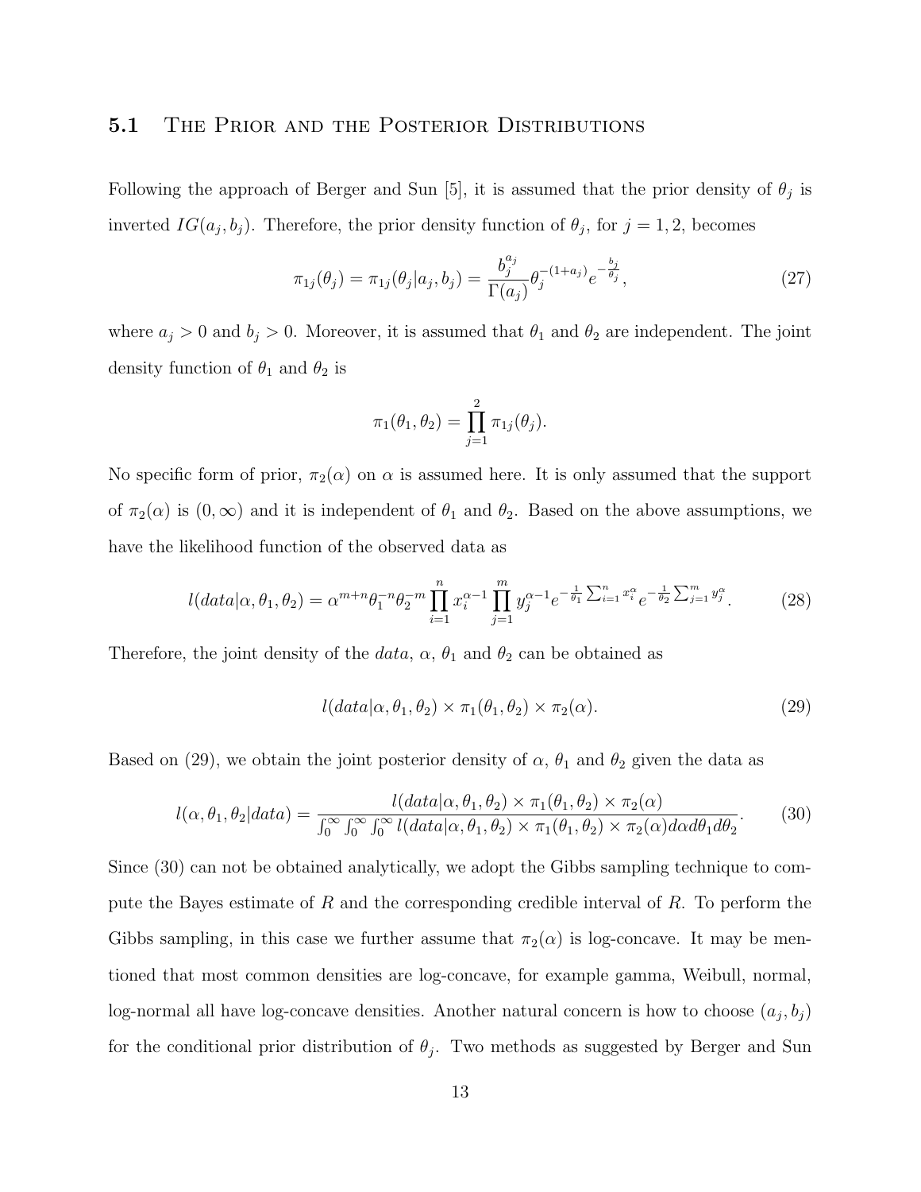### 5.1 The Prior and the Posterior Distributions

Following the approach of Berger and Sun [5], it is assumed that the prior density of $\theta_j$ is inverted $IG(a_j, b_j)$. Therefore, the prior density function of $\theta_j$, for $j = 1, 2$, becomes

$$\pi_{1j}(\theta_j) = \pi_{1j}(\theta_j | a_j, b_j) = \frac{b_j^{a_j}}{\Gamma(a_j)} \theta_j^{-(1+a_j)} e^{-\frac{b_j}{\theta_j}}, \tag{27}$$

where $a_j > 0$ and $b_j > 0$. Moreover, it is assumed that $\theta_1$ and $\theta_2$ are independent. The joint density function of $\theta_1$ and $\theta_2$ is

$$\pi_1(\theta_1, \theta_2) = \prod_{j=1}^{2} \pi_{1j}(\theta_j).$$

No specific form of prior, $\pi_2(\alpha)$ on $\alpha$ is assumed here. It is only assumed that the support of $\pi_2(\alpha)$ is $(0, \infty)$ and it is independent of $\theta_1$ and $\theta_2$. Based on the above assumptions, we have the likelihood function of the observed data as

$$l(data | \alpha, \theta_1, \theta_2) = \alpha^{m+n} \theta_1^{-n} \theta_2^{-m} \prod_{i=1}^{n} x_i^{\alpha-1} \prod_{j=1}^{m} y_j^{\alpha-1} e^{-\frac{1}{\theta_1} \sum_{i=1}^{n} x_i^{\alpha}} e^{-\frac{1}{\theta_2} \sum_{j=1}^{m} y_j^{\alpha}}. \tag{28}$$

Therefore, the joint density of the *data*, $\alpha$, $\theta_1$ and $\theta_2$ can be obtained as

$$l(data | \alpha, \theta_1, \theta_2) \times \pi_1(\theta_1, \theta_2) \times \pi_2(\alpha). \tag{29}$$

Based on (29), we obtain the joint posterior density of $\alpha$, $\theta_1$ and $\theta_2$ given the data as

$$l(\alpha, \theta_1, \theta_2 | data) = \frac{l(data | \alpha, \theta_1, \theta_2) \times \pi_1(\theta_1, \theta_2) \times \pi_2(\alpha)}{\int_0^\infty \int_0^\infty \int_0^\infty l(data | \alpha, \theta_1, \theta_2) \times \pi_1(\theta_1, \theta_2) \times \pi_2(\alpha) d\alpha d\theta_1 d\theta_2}. \tag{30}$$

Since (30) can not be obtained analytically, we adopt the Gibbs sampling technique to compute the Bayes estimate of $R$ and the corresponding credible interval of $R$. To perform the Gibbs sampling, in this case we further assume that $\pi_2(\alpha)$ is log-concave. It may be mentioned that most common densities are log-concave, for example gamma, Weibull, normal, log-normal all have log-concave densities. Another natural concern is how to choose $(a_j, b_j)$ for the conditional prior distribution of $\theta_j$. Two methods as suggested by Berger and Sun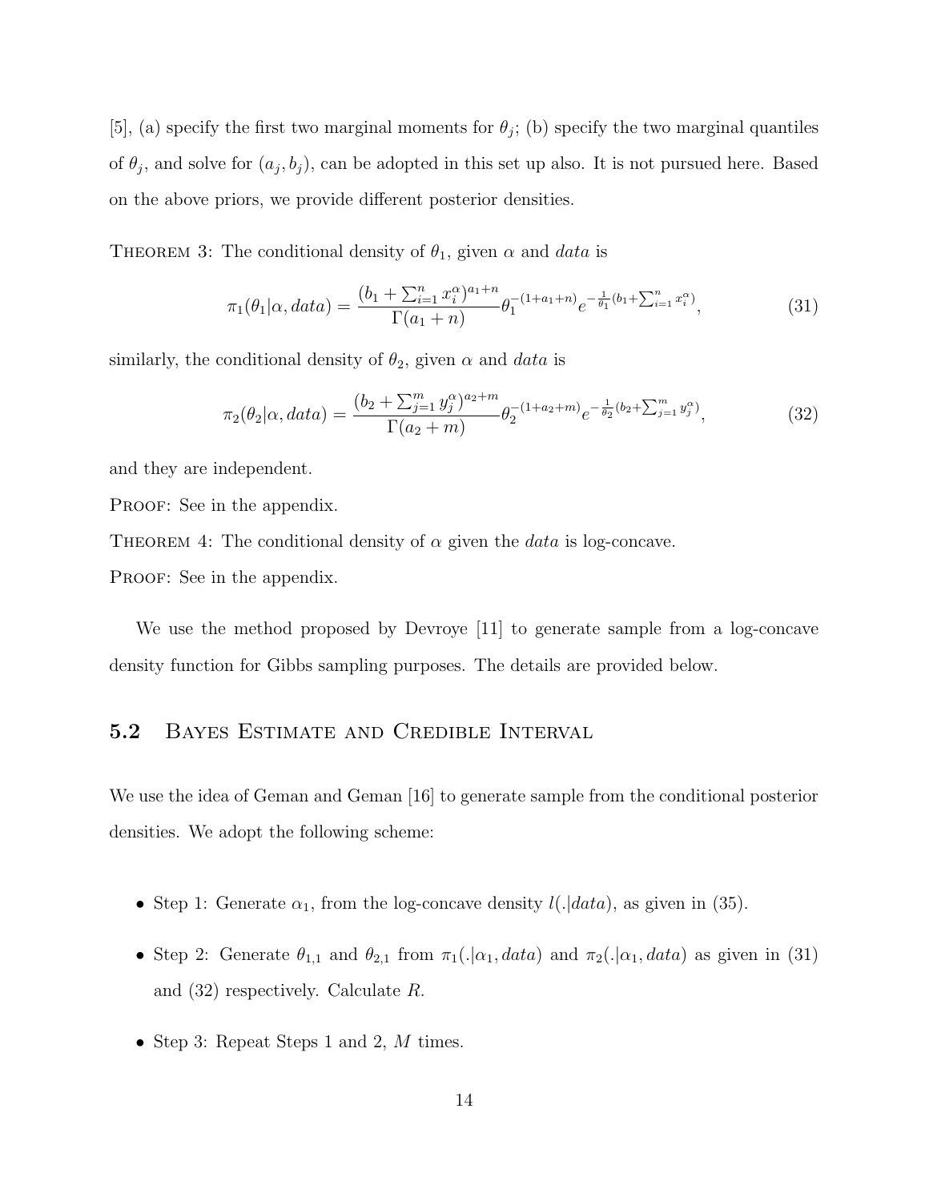[5], (a) specify the first two marginal moments for $\theta_j$; (b) specify the two marginal quantiles of $\theta_j$, and solve for $(a_j, b_j)$, can be adopted in this set up also. It is not pursued here. Based on the above priors, we provide different posterior densities.

THEOREM 3: The conditional density of $\theta_1$, given $\alpha$ and *data* is

$$\pi_1(\theta_1|\alpha, data) = \frac{(b_1 + \sum_{i=1}^{n} x_i^{\alpha})^{a_1+n}}{\Gamma(a_1 + n)} \theta_1^{-(1+a_1+n)} e^{-\frac{1}{\theta_1}(b_1 + \sum_{i=1}^{n} x_i^{\alpha})}, \tag{31}$$

similarly, the conditional density of $\theta_2$, given $\alpha$ and *data* is

$$\pi_2(\theta_2|\alpha, data) = \frac{(b_2 + \sum_{j=1}^{m} y_j^{\alpha})^{a_2+m}}{\Gamma(a_2 + m)} \theta_2^{-(1+a_2+m)} e^{-\frac{1}{\theta_2}(b_2 + \sum_{j=1}^{m} y_j^{\alpha})}, \tag{32}$$

and they are independent.

PROOF: See in the appendix.

THEOREM 4: The conditional density of $\alpha$ given the *data* is log-concave.

PROOF: See in the appendix.

We use the method proposed by Devroye [11] to generate sample from a log-concave density function for Gibbs sampling purposes. The details are provided below.

## 5.2 Bayes Estimate and Credible Interval

We use the idea of Geman and Geman [16] to generate sample from the conditional posterior densities. We adopt the following scheme:

- Step 1: Generate $\alpha_1$, from the log-concave density $l(.|data)$, as given in (35).
- Step 2: Generate $\theta_{1,1}$ and $\theta_{2,1}$ from $\pi_1(.|\alpha_1, data)$ and $\pi_2(.|\alpha_1, data)$ as given in (31) and (32) respectively. Calculate $R$.
- Step 3: Repeat Steps 1 and 2, $M$ times.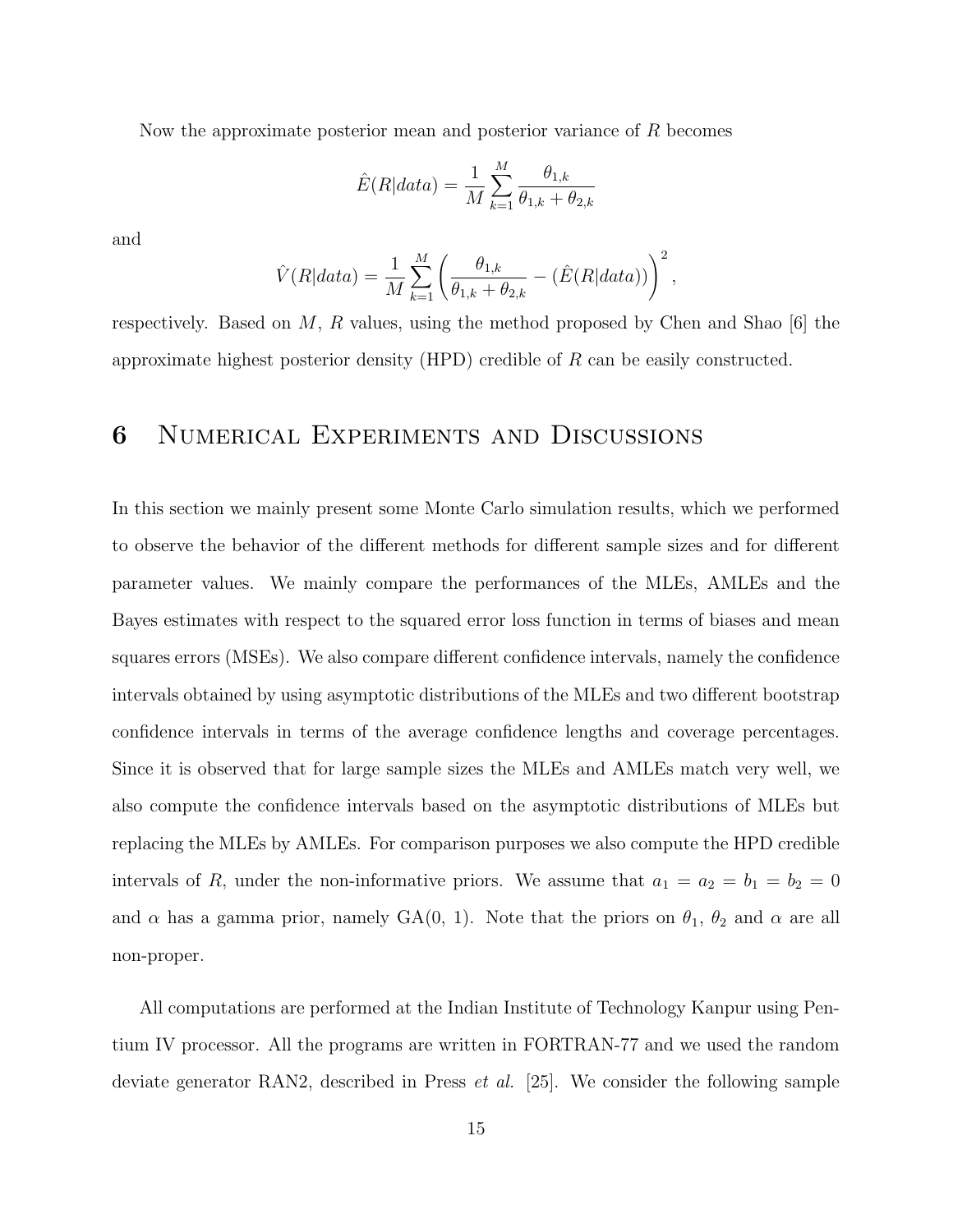Now the approximate posterior mean and posterior variance of $R$ becomes

$$\hat{E}(R|data) = \frac{1}{M}\sum_{k=1}^{M}\frac{\theta_{1,k}}{\theta_{1,k}+\theta_{2,k}}$$

and

$$\hat{V}(R|data) = \frac{1}{M}\sum_{k=1}^{M}\left(\frac{\theta_{1,k}}{\theta_{1,k}+\theta_{2,k}} - (\hat{E}(R|data))\right)^2,$$

respectively. Based on $M$, $R$ values, using the method proposed by Chen and Shao [6] the approximate highest posterior density (HPD) credible of $R$ can be easily constructed.

# 6 Numerical Experiments and Discussions

In this section we mainly present some Monte Carlo simulation results, which we performed to observe the behavior of the different methods for different sample sizes and for different parameter values. We mainly compare the performances of the MLEs, AMLEs and the Bayes estimates with respect to the squared error loss function in terms of biases and mean squares errors (MSEs). We also compare different confidence intervals, namely the confidence intervals obtained by using asymptotic distributions of the MLEs and two different bootstrap confidence intervals in terms of the average confidence lengths and coverage percentages. Since it is observed that for large sample sizes the MLEs and AMLEs match very well, we also compute the confidence intervals based on the asymptotic distributions of MLEs but replacing the MLEs by AMLEs. For comparison purposes we also compute the HPD credible intervals of $R$, under the non-informative priors. We assume that $a_1 = a_2 = b_1 = b_2 = 0$ and $\alpha$ has a gamma prior, namely GA(0, 1). Note that the priors on $\theta_1$, $\theta_2$ and $\alpha$ are all non-proper.

All computations are performed at the Indian Institute of Technology Kanpur using Pentium IV processor. All the programs are written in FORTRAN-77 and we used the random deviate generator RAN2, described in Press *et al.* [25]. We consider the following sample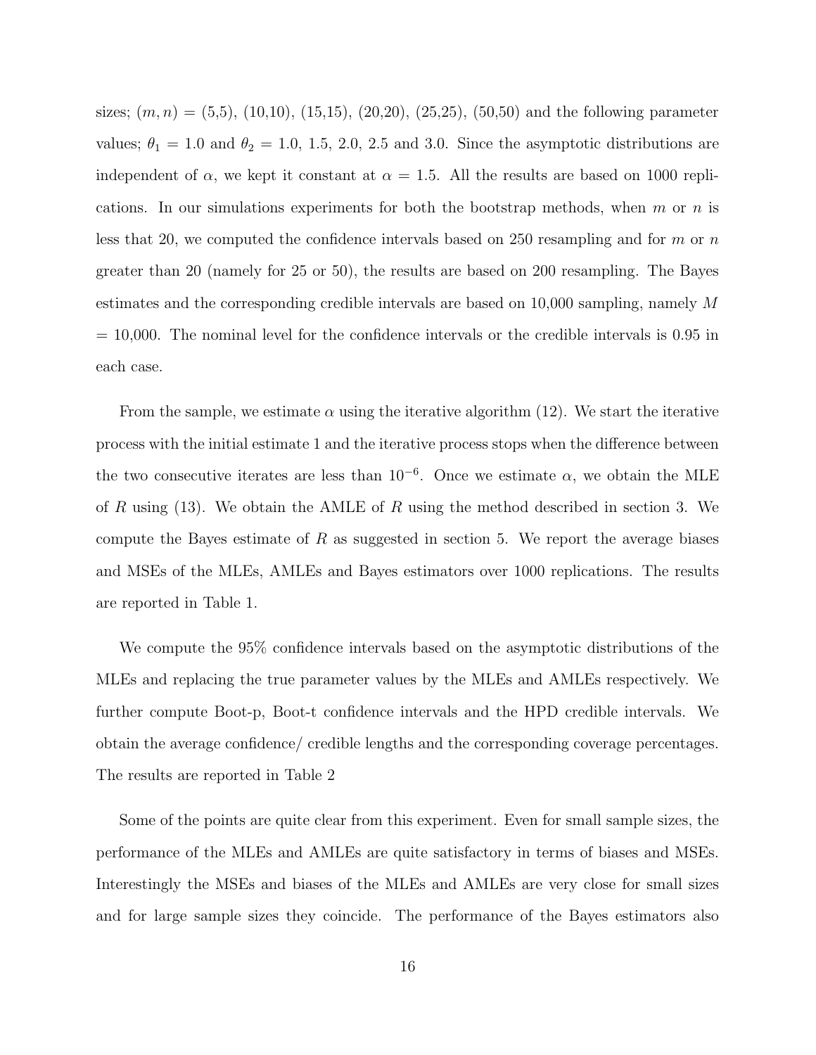sizes; $(m, n)$ = (5,5), (10,10), (15,15), (20,20), (25,25), (50,50) and the following parameter values; $\theta_1 = 1.0$ and $\theta_2 = 1.0$, 1.5, 2.0, 2.5 and 3.0. Since the asymptotic distributions are independent of $\alpha$, we kept it constant at $\alpha = 1.5$. All the results are based on 1000 replications. In our simulations experiments for both the bootstrap methods, when $m$ or $n$ is less that 20, we computed the confidence intervals based on 250 resampling and for $m$ or $n$ greater than 20 (namely for 25 or 50), the results are based on 200 resampling. The Bayes estimates and the corresponding credible intervals are based on 10,000 sampling, namely $M$ = 10,000. The nominal level for the confidence intervals or the credible intervals is 0.95 in each case.

From the sample, we estimate $\alpha$ using the iterative algorithm (12). We start the iterative process with the initial estimate 1 and the iterative process stops when the difference between the two consecutive iterates are less than $10^{-6}$. Once we estimate $\alpha$, we obtain the MLE of $R$ using (13). We obtain the AMLE of $R$ using the method described in section 3. We compute the Bayes estimate of $R$ as suggested in section 5. We report the average biases and MSEs of the MLEs, AMLEs and Bayes estimators over 1000 replications. The results are reported in Table 1.

We compute the 95% confidence intervals based on the asymptotic distributions of the MLEs and replacing the true parameter values by the MLEs and AMLEs respectively. We further compute Boot-p, Boot-t confidence intervals and the HPD credible intervals. We obtain the average confidence/ credible lengths and the corresponding coverage percentages. The results are reported in Table 2

Some of the points are quite clear from this experiment. Even for small sample sizes, the performance of the MLEs and AMLEs are quite satisfactory in terms of biases and MSEs. Interestingly the MSEs and biases of the MLEs and AMLEs are very close for small sizes and for large sample sizes they coincide. The performance of the Bayes estimators also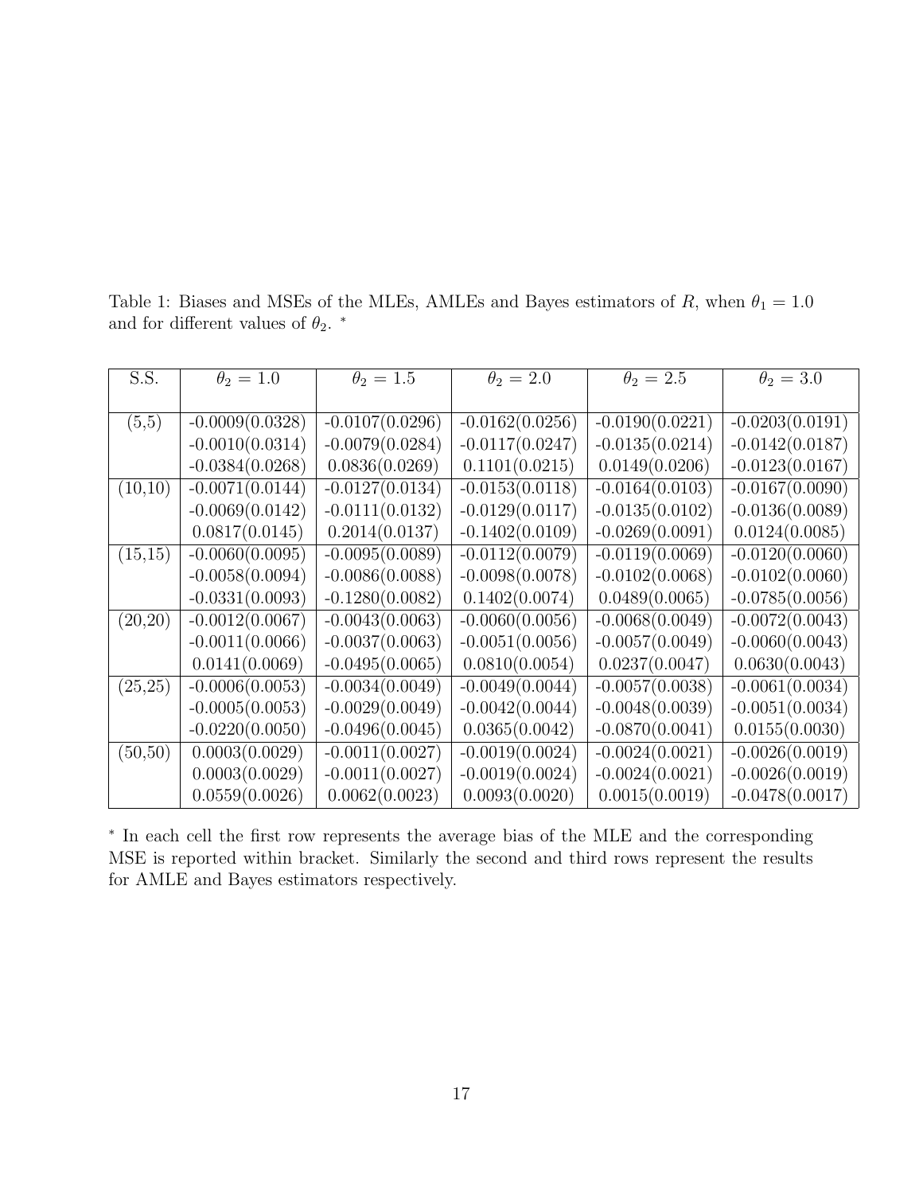Table 1: Biases and MSEs of the MLEs, AMLEs and Bayes estimators of $R$, when $\theta_1 = 1.0$ and for different values of $\theta_2$. *

| S.S. | $\theta_2 = 1.0$ | $\theta_2 = 1.5$ | $\theta_2 = 2.0$ | $\theta_2 = 2.5$ | $\theta_2 = 3.0$ |
|---|---|---|---|---|---|
| (5,5) | -0.0009(0.0328) | -0.0107(0.0296) | -0.0162(0.0256) | -0.0190(0.0221) | -0.0203(0.0191) |
| | -0.0010(0.0314) | -0.0079(0.0284) | -0.0117(0.0247) | -0.0135(0.0214) | -0.0142(0.0187) |
| | -0.0384(0.0268) | 0.0836(0.0269) | 0.1101(0.0215) | 0.0149(0.0206) | -0.0123(0.0167) |
| (10,10) | -0.0071(0.0144) | -0.0127(0.0134) | -0.0153(0.0118) | -0.0164(0.0103) | -0.0167(0.0090) |
| | -0.0069(0.0142) | -0.0111(0.0132) | -0.0129(0.0117) | -0.0135(0.0102) | -0.0136(0.0089) |
| | 0.0817(0.0145) | 0.2014(0.0137) | -0.1402(0.0109) | -0.0269(0.0091) | 0.0124(0.0085) |
| (15,15) | -0.0060(0.0095) | -0.0095(0.0089) | -0.0112(0.0079) | -0.0119(0.0069) | -0.0120(0.0060) |
| | -0.0058(0.0094) | -0.0086(0.0088) | -0.0098(0.0078) | -0.0102(0.0068) | -0.0102(0.0060) |
| | -0.0331(0.0093) | -0.1280(0.0082) | 0.1402(0.0074) | 0.0489(0.0065) | -0.0785(0.0056) |
| (20,20) | -0.0012(0.0067) | -0.0043(0.0063) | -0.0060(0.0056) | -0.0068(0.0049) | -0.0072(0.0043) |
| | -0.0011(0.0066) | -0.0037(0.0063) | -0.0051(0.0056) | -0.0057(0.0049) | -0.0060(0.0043) |
| | 0.0141(0.0069) | -0.0495(0.0065) | 0.0810(0.0054) | 0.0237(0.0047) | 0.0630(0.0043) |
| (25,25) | -0.0006(0.0053) | -0.0034(0.0049) | -0.0049(0.0044) | -0.0057(0.0038) | -0.0061(0.0034) |
| | -0.0005(0.0053) | -0.0029(0.0049) | -0.0042(0.0044) | -0.0048(0.0039) | -0.0051(0.0034) |
| | -0.0220(0.0050) | -0.0496(0.0045) | 0.0365(0.0042) | -0.0870(0.0041) | 0.0155(0.0030) |
| (50,50) | 0.0003(0.0029) | -0.0011(0.0027) | -0.0019(0.0024) | -0.0024(0.0021) | -0.0026(0.0019) |
| | 0.0003(0.0029) | -0.0011(0.0027) | -0.0019(0.0024) | -0.0024(0.0021) | -0.0026(0.0019) |
| | 0.0559(0.0026) | 0.0062(0.0023) | 0.0093(0.0020) | 0.0015(0.0019) | -0.0478(0.0017) |

* In each cell the first row represents the average bias of the MLE and the corresponding MSE is reported within bracket. Similarly the second and third rows represent the results for AMLE and Bayes estimators respectively.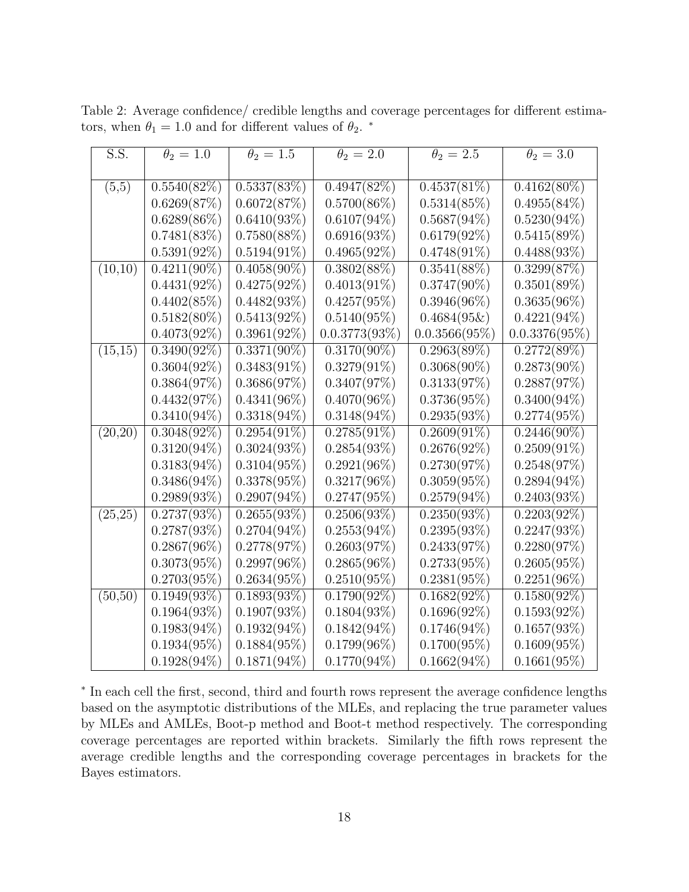Table 2: Average confidence/ credible lengths and coverage percentages for different estimators, when $\theta_1 = 1.0$ and for different values of $\theta_2$. *

| S.S. | $\theta_2 = 1.0$ | $\theta_2 = 1.5$ | $\theta_2 = 2.0$ | $\theta_2 = 2.5$ | $\theta_2 = 3.0$ |
|---|---|---|---|---|---|
| (5,5) | 0.5540(82%) | 0.5337(83%) | 0.4947(82%) | 0.4537(81%) | 0.4162(80%) |
| | 0.6269(87%) | 0.6072(87%) | 0.5700(86%) | 0.5314(85%) | 0.4955(84%) |
| | 0.6289(86%) | 0.6410(93%) | 0.6107(94%) | 0.5687(94%) | 0.5230(94%) |
| | 0.7481(83%) | 0.7580(88%) | 0.6916(93%) | 0.6179(92%) | 0.5415(89%) |
| | 0.5391(92%) | 0.5194(91%) | 0.4965(92%) | 0.4748(91%) | 0.4488(93%) |
| (10,10) | 0.4211(90%) | 0.4058(90%) | 0.3802(88%) | 0.3541(88%) | 0.3299(87%) |
| | 0.4431(92%) | 0.4275(92%) | 0.4013(91%) | 0.3747(90%) | 0.3501(89%) |
| | 0.4402(85%) | 0.4482(93%) | 0.4257(95%) | 0.3946(96%) | 0.3635(96%) |
| | 0.5182(80%) | 0.5413(92%) | 0.5140(95%) | 0.4684(95&) | 0.4221(94%) |
| | 0.4073(92%) | 0.3961(92%) | 0.0.3773(93%) | 0.0.3566(95%) | 0.0.3376(95%) |
| (15,15) | 0.3490(92%) | 0.3371(90%) | 0.3170(90%) | 0.2963(89%) | 0.2772(89%) |
| | 0.3604(92%) | 0.3483(91%) | 0.3279(91%) | 0.3068(90%) | 0.2873(90%) |
| | 0.3864(97%) | 0.3686(97%) | 0.3407(97%) | 0.3133(97%) | 0.2887(97%) |
| | 0.4432(97%) | 0.4341(96%) | 0.4070(96%) | 0.3736(95%) | 0.3400(94%) |
| | 0.3410(94%) | 0.3318(94%) | 0.3148(94%) | 0.2935(93%) | 0.2774(95%) |
| (20,20) | 0.3048(92%) | 0.2954(91%) | 0.2785(91%) | 0.2609(91%) | 0.2446(90%) |
| | 0.3120(94%) | 0.3024(93%) | 0.2854(93%) | 0.2676(92%) | 0.2509(91%) |
| | 0.3183(94%) | 0.3104(95%) | 0.2921(96%) | 0.2730(97%) | 0.2548(97%) |
| | 0.3486(94%) | 0.3378(95%) | 0.3217(96%) | 0.3059(95%) | 0.2894(94%) |
| | 0.2989(93%) | 0.2907(94%) | 0.2747(95%) | 0.2579(94%) | 0.2403(93%) |
| (25,25) | 0.2737(93%) | 0.2655(93%) | 0.2506(93%) | 0.2350(93%) | 0.2203(92%) |
| | 0.2787(93%) | 0.2704(94%) | 0.2553(94%) | 0.2395(93%) | 0.2247(93%) |
| | 0.2867(96%) | 0.2778(97%) | 0.2603(97%) | 0.2433(97%) | 0.2280(97%) |
| | 0.3073(95%) | 0.2997(96%) | 0.2865(96%) | 0.2733(95%) | 0.2605(95%) |
| | 0.2703(95%) | 0.2634(95%) | 0.2510(95%) | 0.2381(95%) | 0.2251(96%) |
| (50,50) | 0.1949(93%) | 0.1893(93%) | 0.1790(92%) | 0.1682(92%) | 0.1580(92%) |
| | 0.1964(93%) | 0.1907(93%) | 0.1804(93%) | 0.1696(92%) | 0.1593(92%) |
| | 0.1983(94%) | 0.1932(94%) | 0.1842(94%) | 0.1746(94%) | 0.1657(93%) |
| | 0.1934(95%) | 0.1884(95%) | 0.1799(96%) | 0.1700(95%) | 0.1609(95%) |
| | 0.1928(94%) | 0.1871(94%) | 0.1770(94%) | 0.1662(94%) | 0.1661(95%) |

* In each cell the first, second, third and fourth rows represent the average confidence lengths based on the asymptotic distributions of the MLEs, and replacing the true parameter values by MLEs and AMLEs, Boot-p method and Boot-t method respectively. The corresponding coverage percentages are reported within brackets. Similarly the fifth rows represent the average credible lengths and the corresponding coverage percentages in brackets for the Bayes estimators.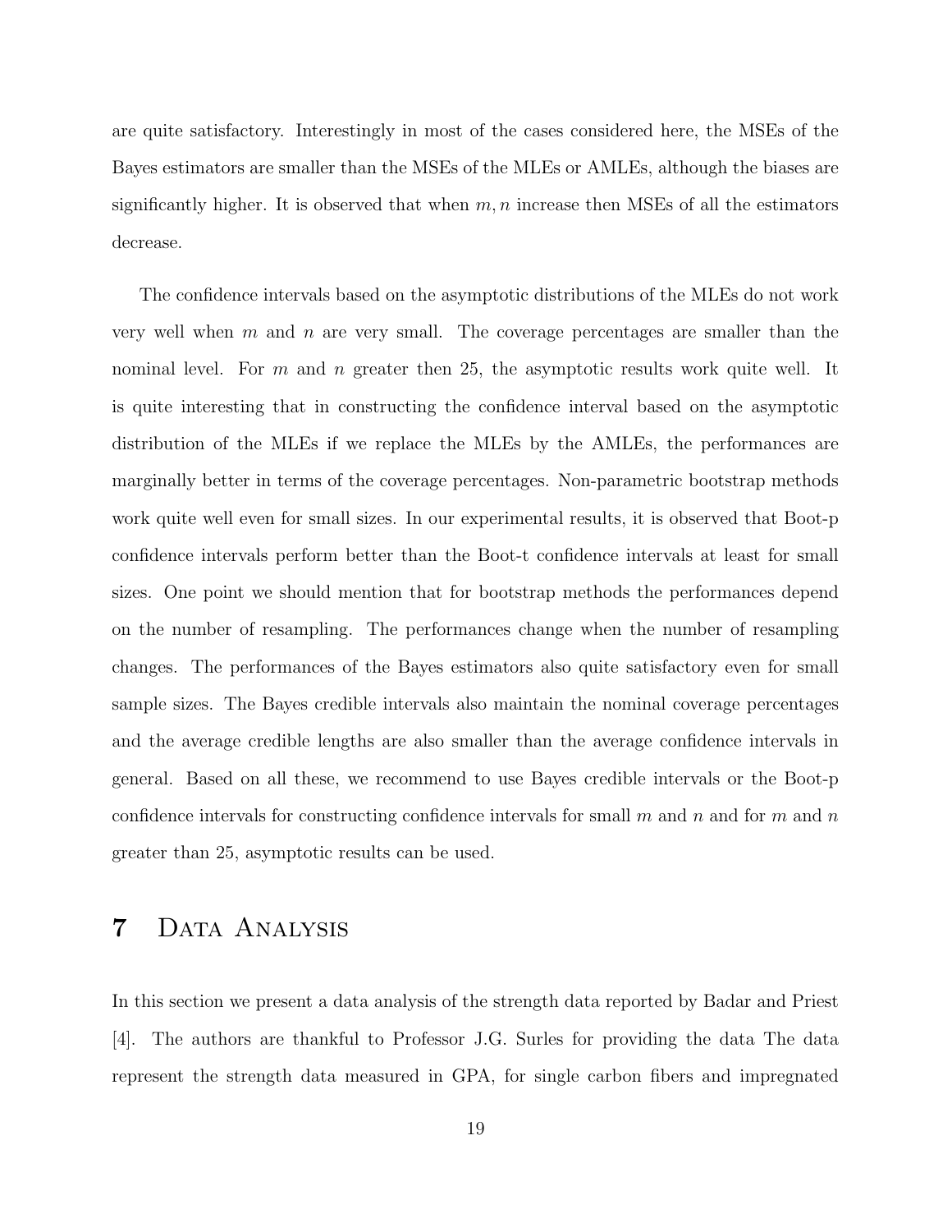are quite satisfactory. Interestingly in most of the cases considered here, the MSEs of the Bayes estimators are smaller than the MSEs of the MLEs or AMLEs, although the biases are significantly higher. It is observed that when $m, n$ increase then MSEs of all the estimators decrease.

The confidence intervals based on the asymptotic distributions of the MLEs do not work very well when $m$ and $n$ are very small. The coverage percentages are smaller than the nominal level. For $m$ and $n$ greater then 25, the asymptotic results work quite well. It is quite interesting that in constructing the confidence interval based on the asymptotic distribution of the MLEs if we replace the MLEs by the AMLEs, the performances are marginally better in terms of the coverage percentages. Non-parametric bootstrap methods work quite well even for small sizes. In our experimental results, it is observed that Boot-p confidence intervals perform better than the Boot-t confidence intervals at least for small sizes. One point we should mention that for bootstrap methods the performances depend on the number of resampling. The performances change when the number of resampling changes. The performances of the Bayes estimators also quite satisfactory even for small sample sizes. The Bayes credible intervals also maintain the nominal coverage percentages and the average credible lengths are also smaller than the average confidence intervals in general. Based on all these, we recommend to use Bayes credible intervals or the Boot-p confidence intervals for constructing confidence intervals for small $m$ and $n$ and for $m$ and $n$ greater than 25, asymptotic results can be used.

# 7 Data Analysis

In this section we present a data analysis of the strength data reported by Badar and Priest [4]. The authors are thankful to Professor J.G. Surles for providing the data The data represent the strength data measured in GPA, for single carbon fibers and impregnated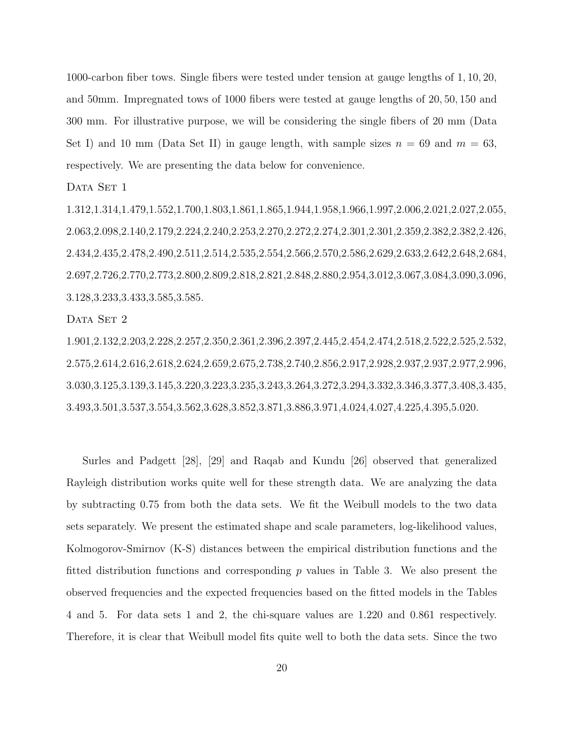1000-carbon fiber tows. Single fibers were tested under tension at gauge lengths of 1, 10, 20, and 50mm. Impregnated tows of 1000 fibers were tested at gauge lengths of 20, 50, 150 and 300 mm. For illustrative purpose, we will be considering the single fibers of 20 mm (Data Set I) and 10 mm (Data Set II) in gauge length, with sample sizes $n = 69$ and $m = 63$, respectively. We are presenting the data below for convenience.

Data Set 1

1.312,1.314,1.479,1.552,1.700,1.803,1.861,1.865,1.944,1.958,1.966,1.997,2.006,2.021,2.027,2.055, 2.063,2.098,2.140,2.179,2.224,2.240,2.253,2.270,2.272,2.274,2.301,2.301,2.359,2.382,2.382,2.426, 2.434,2.435,2.478,2.490,2.511,2.514,2.535,2.554,2.566,2.570,2.586,2.629,2.633,2.642,2.648,2.684, 2.697,2.726,2.770,2.773,2.800,2.809,2.818,2.821,2.848,2.880,2.954,3.012,3.067,3.084,3.090,3.096, 3.128,3.233,3.433,3.585,3.585.

Data Set 2

1.901,2.132,2.203,2.228,2.257,2.350,2.361,2.396,2.397,2.445,2.454,2.474,2.518,2.522,2.525,2.532, 2.575,2.614,2.616,2.618,2.624,2.659,2.675,2.738,2.740,2.856,2.917,2.928,2.937,2.937,2.977,2.996, 3.030,3.125,3.139,3.145,3.220,3.223,3.235,3.243,3.264,3.272,3.294,3.332,3.346,3.377,3.408,3.435, 3.493,3.501,3.537,3.554,3.562,3.628,3.852,3.871,3.886,3.971,4.024,4.027,4.225,4.395,5.020.

Surles and Padgett [28], [29] and Raqab and Kundu [26] observed that generalized Rayleigh distribution works quite well for these strength data. We are analyzing the data by subtracting 0.75 from both the data sets. We fit the Weibull models to the two data sets separately. We present the estimated shape and scale parameters, log-likelihood values, Kolmogorov-Smirnov (K-S) distances between the empirical distribution functions and the fitted distribution functions and corresponding $p$ values in Table 3. We also present the observed frequencies and the expected frequencies based on the fitted models in the Tables 4 and 5. For data sets 1 and 2, the chi-square values are 1.220 and 0.861 respectively. Therefore, it is clear that Weibull model fits quite well to both the data sets. Since the two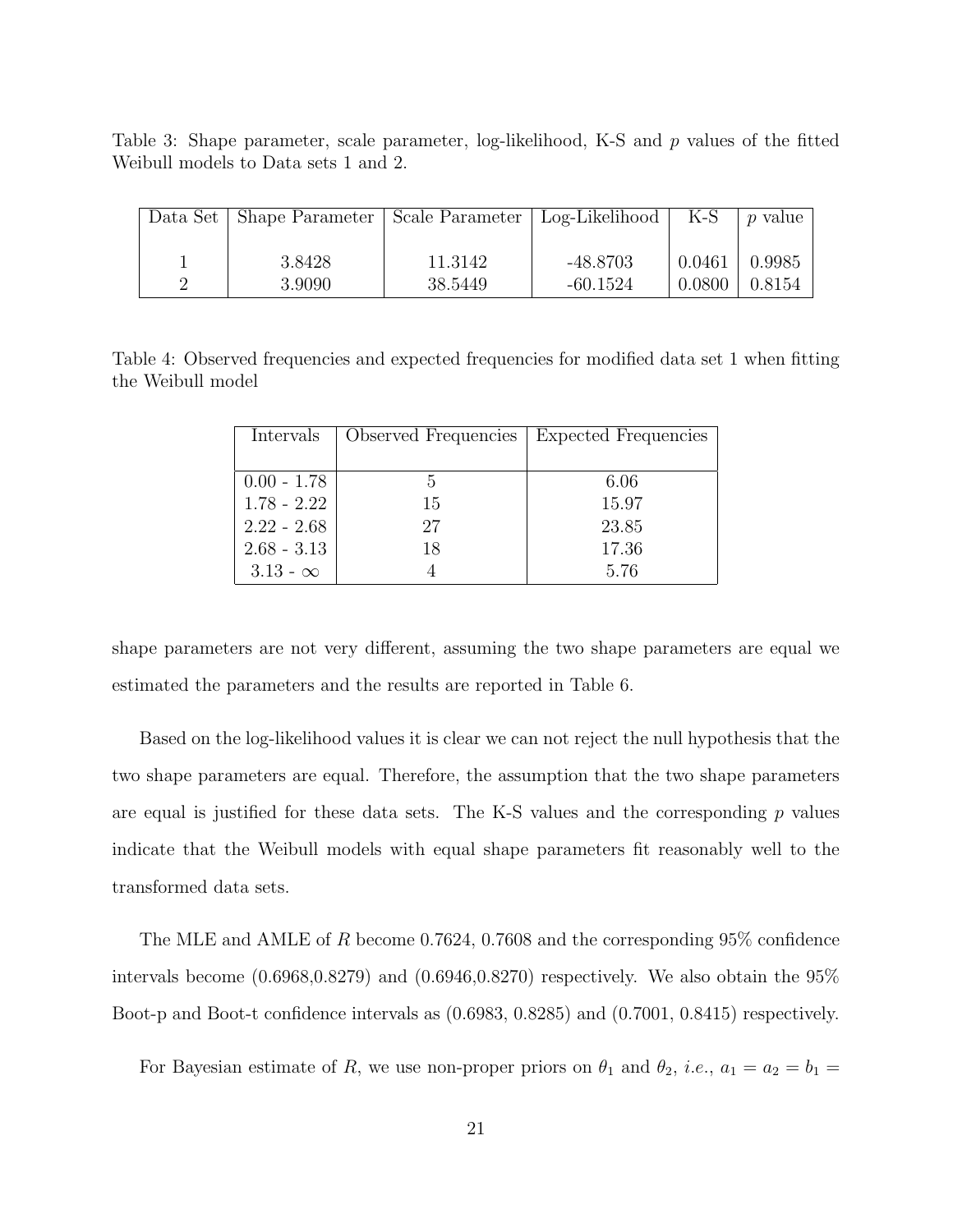Table 3: Shape parameter, scale parameter, log-likelihood, K-S and $p$ values of the fitted Weibull models to Data sets 1 and 2.

| Data Set | Shape Parameter | Scale Parameter | Log-Likelihood | K-S | $p$ value |
|---|---|---|---|---|---|
| 1 | 3.8428 | 11.3142 | -48.8703 | 0.0461 | 0.9985 |
| 2 | 3.9090 | 38.5449 | -60.1524 | 0.0800 | 0.8154 |

Table 4: Observed frequencies and expected frequencies for modified data set 1 when fitting the Weibull model

| Intervals | Observed Frequencies | Expected Frequencies |
|---|---|---|
| 0.00 - 1.78 | 5 | 6.06 |
| 1.78 - 2.22 | 15 | 15.97 |
| 2.22 - 2.68 | 27 | 23.85 |
| 2.68 - 3.13 | 18 | 17.36 |
| 3.13 - $\infty$ | 4 | 5.76 |

shape parameters are not very different, assuming the two shape parameters are equal we estimated the parameters and the results are reported in Table 6.

Based on the log-likelihood values it is clear we can not reject the null hypothesis that the two shape parameters are equal. Therefore, the assumption that the two shape parameters are equal is justified for these data sets. The K-S values and the corresponding $p$ values indicate that the Weibull models with equal shape priorameters fit reasonably well to the transformed data sets.

The MLE and AMLE of $R$ become 0.7624, 0.7608 and the corresponding 95% confidence intervals become (0.6968,0.8279) and (0.6946,0.8270) respectively. We also obtain the 95% Boot-p and Boot-t confidence intervals as (0.6983, 0.8285) and (0.7001, 0.8415) respectively.

For Bayesian estimate of $R$, we use non-proper priors on $\theta_1$ and $\theta_2$, *i.e.*, $a_1 = a_2 = b_1 =$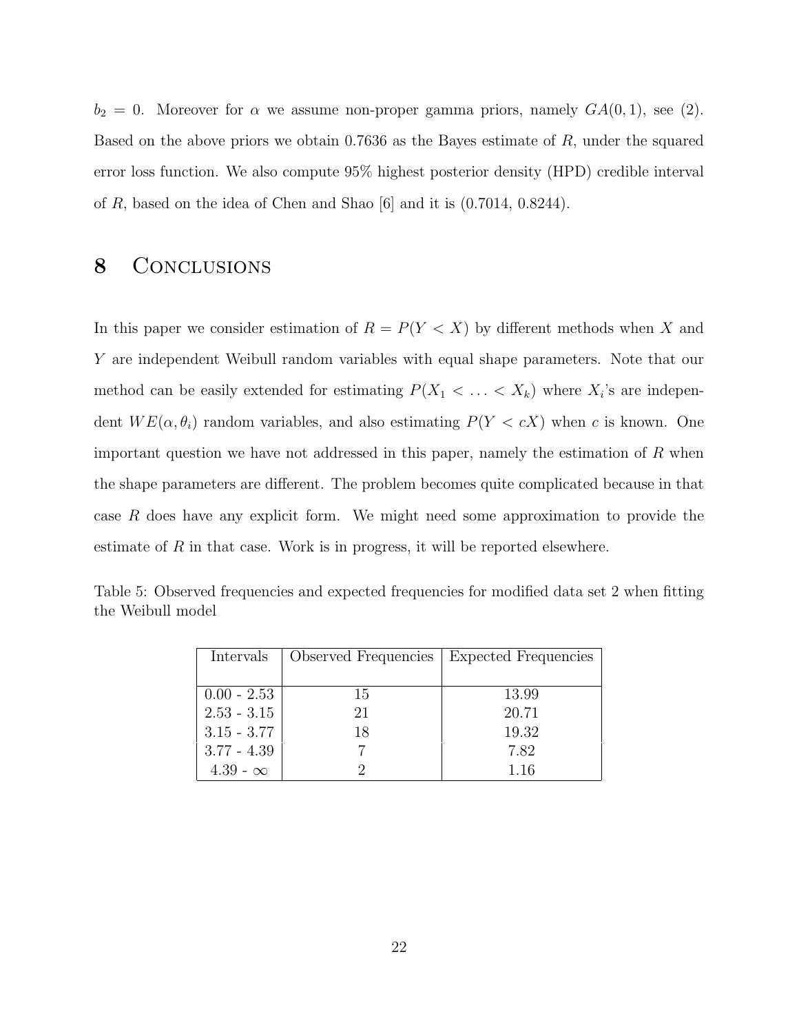$b_2 = 0$. Moreover for $\alpha$ we assume non-proper gamma priors, namely $GA(0, 1)$, see (2). Based on the above priors we obtain 0.7636 as the Bayes estimate of $R$, under the squared error loss function. We also compute 95% highest posterior density (HPD) credible interval of $R$, based on the idea of Chen and Shao [6] and it is (0.7014, 0.8244).

# 8 Conclusions

In this paper we consider estimation of $R = P(Y < X)$ by different methods when $X$ and $Y$ are independent Weibull random variables with equal shape parameters. Note that our method can be easily extended for estimating $P(X_1 < \ldots < X_k)$ where $X_i$'s are independent $WE(\alpha, \theta_i)$ random variables, and also estimating $P(Y < cX)$ when $c$ is known. One important question we have not addressed in this paper, namely the estimation of $R$ when the shape parameters are different. The problem becomes quite complicated because in that case $R$ does have any explicit form. We might need some approximation to provide the estimate of $R$ in that case. Work is in progress, it will be reported elsewhere.

Table 5: Observed frequencies and expected frequencies for modified data set 2 when fitting the Weibull model

| Intervals | Observed Frequencies | Expected Frequencies |
|---|---|---|
| 0.00 - 2.53 | 15 | 13.99 |
| 2.53 - 3.15 | 21 | 20.71 |
| 3.15 - 3.77 | 18 | 19.32 |
| 3.77 - 4.39 | 7 | 7.82 |
| 4.39 - $\infty$ | 2 | 1.16 |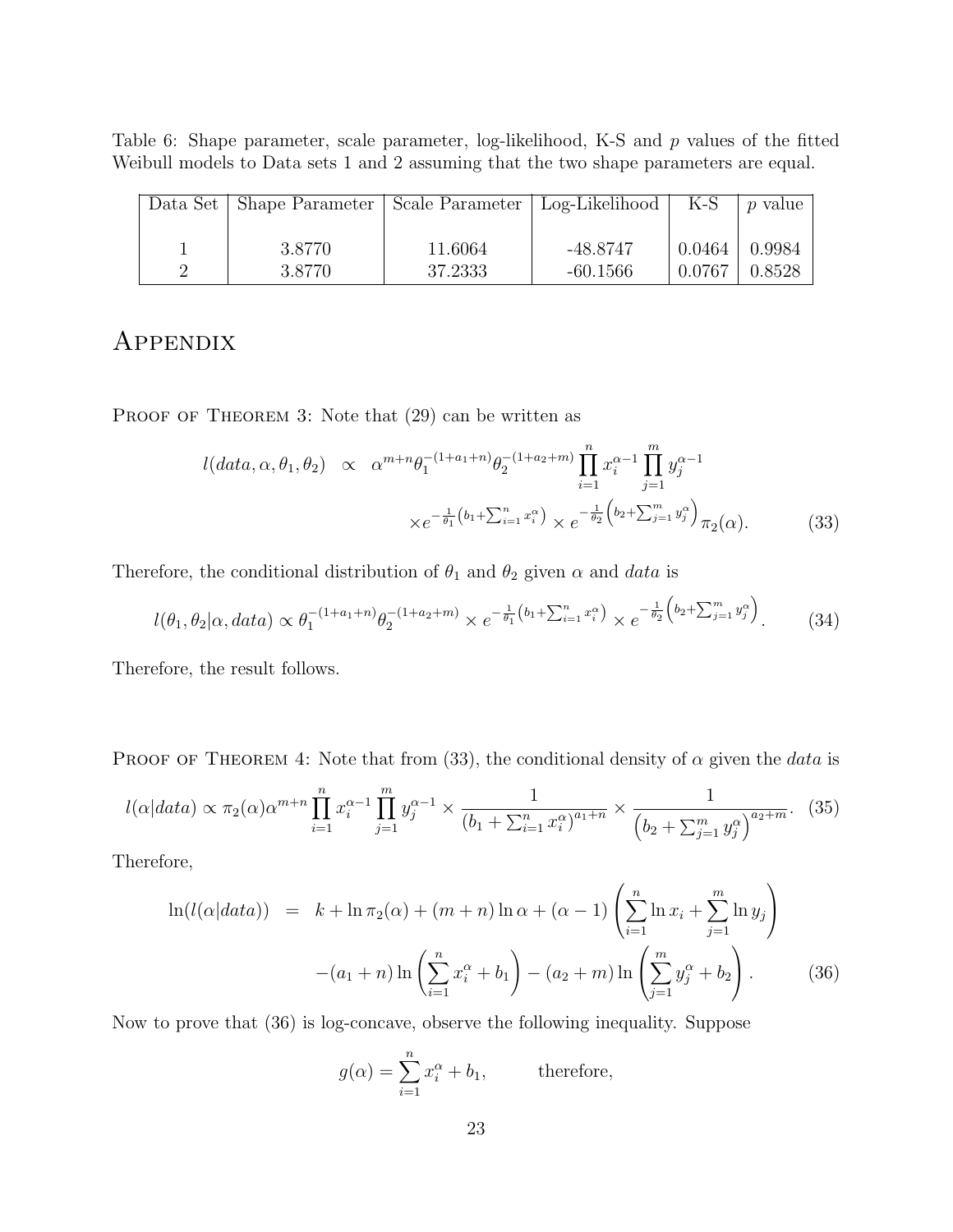Table 6: Shape parameter, scale parameter, log-likelihood, K-S and $p$ values of the fitted Weibull models to Data sets 1 and 2 assuming that the two shape parameters are equal.

| Data Set | Shape Parameter | Scale Parameter | Log-Likelihood | K-S | $p$ value |
|---|---|---|---|---|---|
| 1 | 3.8770 | 11.6064 | -48.8747 | 0.0464 | 0.9984 |
| 2 | 3.8770 | 37.2333 | -60.1566 | 0.0767 | 0.8528 |

# Appendix

Proof of Theorem 3: Note that (29) can be written as

$$
\begin{aligned}
l(data, \alpha, \theta_1, \theta_2) \;\; &\propto \;\; \alpha^{m+n} \theta_1^{-(1+a_1+n)} \theta_2^{-(1+a_2+m)} \prod_{i=1}^{n} x_i^{\alpha-1} \prod_{j=1}^{m} y_j^{\alpha-1} \\
&\quad \times e^{-\frac{1}{\theta_1}\left(b_1 + \sum_{i=1}^{n} x_i^{\alpha}\right)} \times e^{-\frac{1}{\theta_2}\left(b_2 + \sum_{j=1}^{m} y_j^{\alpha}\right)} \pi_2(\alpha). \qquad (33)
\end{aligned}
$$

Therefore, the conditional distribution of $\theta_1$ and $\theta_2$ given $\alpha$ and *data* is

$$
l(\theta_1, \theta_2 | \alpha, data) \propto \theta_1^{-(1+a_1+n)} \theta_2^{-(1+a_2+m)} \times e^{-\frac{1}{\theta_1}\left(b_1 + \sum_{i=1}^{n} x_i^{\alpha}\right)} \times e^{-\frac{1}{\theta_2}\left(b_2 + \sum_{j=1}^{m} y_j^{\alpha}\right)}. \qquad (34)
$$

Therefore, the result follows.

Proof of Theorem 4: Note that from (33), the conditional density of $\alpha$ given the *data* is

$$
l(\alpha | data) \propto \pi_2(\alpha) \alpha^{m+n} \prod_{i=1}^{n} x_i^{\alpha-1} \prod_{j=1}^{m} y_j^{\alpha-1} \times \frac{1}{\left(b_1 + \sum_{i=1}^{n} x_i^{\alpha}\right)^{a_1+n}} \times \frac{1}{\left(b_2 + \sum_{j=1}^{m} y_j^{\alpha}\right)^{a_2+m}}. \qquad (35)
$$

Therefore,

$$
\begin{aligned}
\ln(l(\alpha | data)) \;\; &= \;\; k + \ln \pi_2(\alpha) + (m+n) \ln \alpha + (\alpha - 1) \left( \sum_{i=1}^{n} \ln x_i + \sum_{j=1}^{m} \ln y_j \right) \\
&\quad - (a_1 + n) \ln \left( \sum_{i=1}^{n} x_i^{\alpha} + b_1 \right) - (a_2 + m) \ln \left( \sum_{j=1}^{m} y_j^{\alpha} + b_2 \right). \qquad (36)
\end{aligned}
$$

Now to prove that (36) is log-concave, observe the following inequality. Suppose

$$
g(\alpha) = \sum_{i=1}^{n} x_i^{\alpha} + b_1, \qquad \text{therefore,}
$$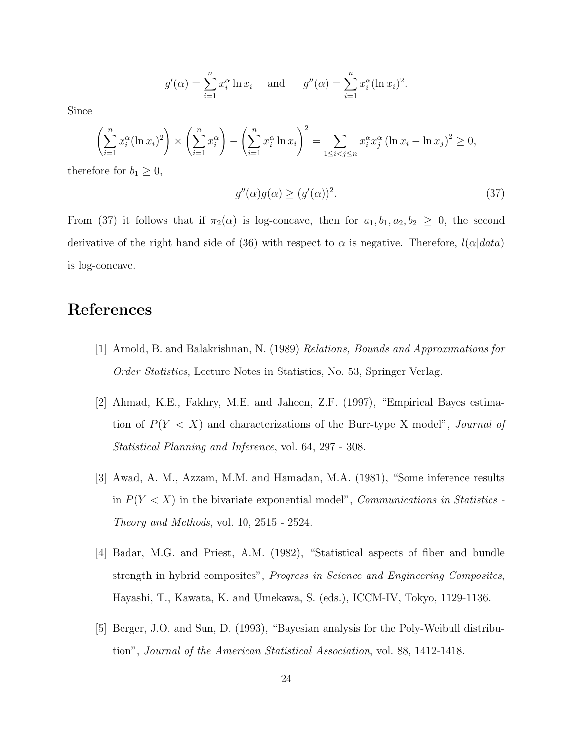$$g'(\alpha) = \sum_{i=1}^{n} x_i^{\alpha} \ln x_i \quad \text{and} \quad g''(\alpha) = \sum_{i=1}^{n} x_i^{\alpha} (\ln x_i)^2.$$

Since

$$\left(\sum_{i=1}^{n} x_i^{\alpha} (\ln x_i)^2\right) \times \left(\sum_{i=1}^{n} x_i^{\alpha}\right) - \left(\sum_{i=1}^{n} x_i^{\alpha} \ln x_i\right)^2 = \sum_{1 \le i < j \le n} x_i^{\alpha} x_j^{\alpha} \left(\ln x_i - \ln x_j\right)^2 \ge 0,$$

therefore for $b_1 \ge 0$,

$$g''(\alpha) g(\alpha) \ge (g'(\alpha))^2. \tag{37}$$

From (37) it follows that if $\pi_2(\alpha)$ is log-concave, then for $a_1, b_1, a_2, b_2 \ge 0$, the second derivative of the right hand side of (36) with respect to $\alpha$ is negative. Therefore, $l(\alpha|data)$ is log-concave.

# References

[1] Arnold, B. and Balakrishnan, N. (1989) *Relations, Bounds and Approximations for Order Statistics*, Lecture Notes in Statistics, No. 53, Springer Verlag.

[2] Ahmad, K.E., Fakhry, M.E. and Jaheen, Z.F. (1997), "Empirical Bayes estimation of $P(Y < X)$ and characterizations of the Burr-type X model", *Journal of Statistical Planning and Inference*, vol. 64, 297 - 308.

[3] Awad, A. M., Azzam, M.M. and Hamadan, M.A. (1981), "Some inference results in $P(Y < X)$ in the bivariate exponential model", *Communications in Statistics - Theory and Methods*, vol. 10, 2515 - 2524.

[4] Badar, M.G. and Priest, A.M. (1982), "Statistical aspects of fiber and bundle strength in hybrid composites", *Progress in Science and Engineering Composites*, Hayashi, T., Kawata, K. and Umekawa, S. (eds.), ICCM-IV, Tokyo, 1129-1136.

[5] Berger, J.O. and Sun, D. (1993), "Bayesian analysis for the Poly-Weibull distribution", *Journal of the American Statistical Association*, vol. 88, 1412-1418.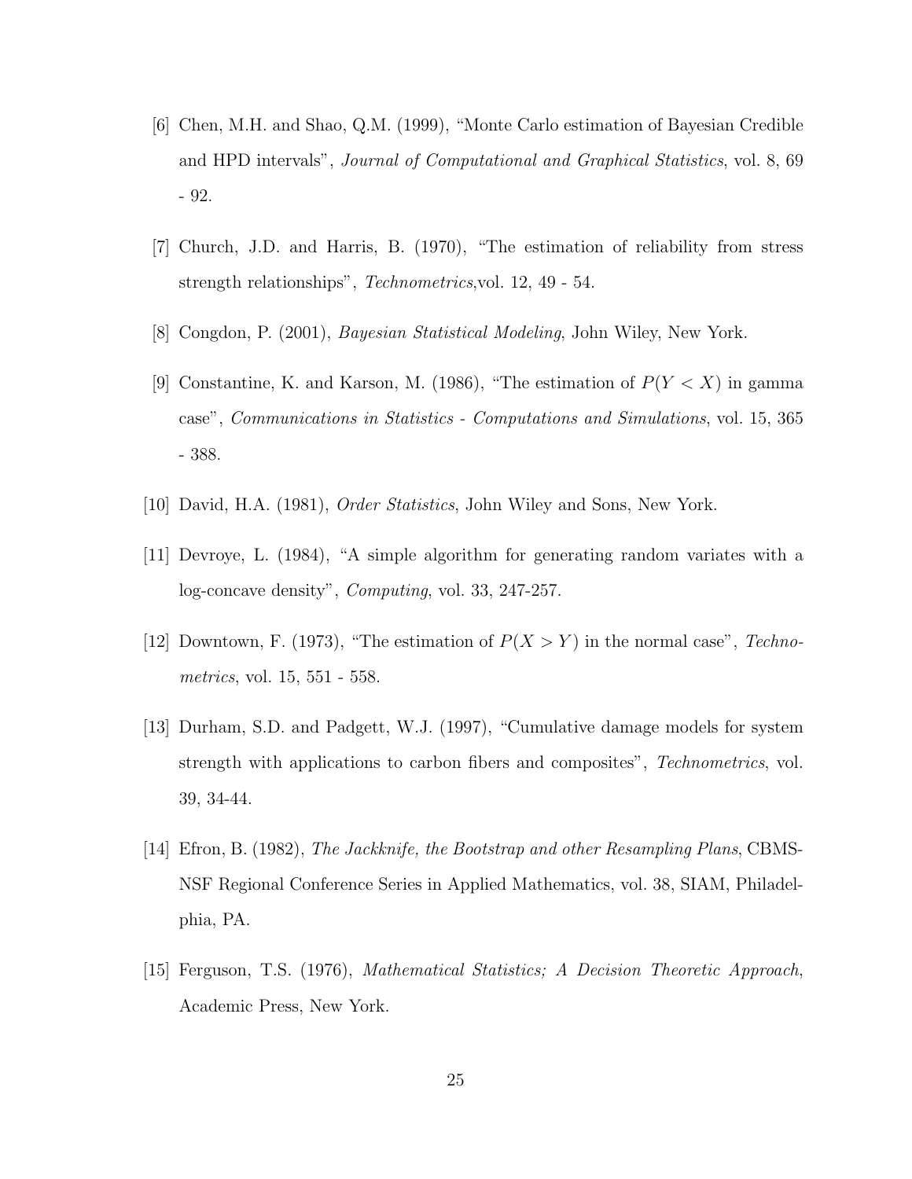[6] Chen, M.H. and Shao, Q.M. (1999), "Monte Carlo estimation of Bayesian Credible and HPD intervals", *Journal of Computational and Graphical Statistics*, vol. 8, 69 - 92.

[7] Church, J.D. and Harris, B. (1970), "The estimation of reliability from stress strength relationships", *Technometrics*,vol. 12, 49 - 54.

[8] Congdon, P. (2001), *Bayesian Statistical Modeling*, John Wiley, New York.

[9] Constantine, K. and Karson, M. (1986), "The estimation of $P(Y < X)$ in gamma case", *Communications in Statistics - Computations and Simulations*, vol. 15, 365 - 388.

[10] David, H.A. (1981), *Order Statistics*, John Wiley and Sons, New York.

[11] Devroye, L. (1984), "A simple algorithm for generating random variates with a log-concave density", *Computing*, vol. 33, 247-257.

[12] Downtown, F. (1973), "The estimation of $P(X > Y)$ in the normal case", *Technometrics*, vol. 15, 551 - 558.

[13] Durham, S.D. and Padgett, W.J. (1997), "Cumulative damage models for system strength with applications to carbon fibers and composites", *Technometrics*, vol. 39, 34-44.

[14] Efron, B. (1982), *The Jackknife, the Bootstrap and other Resampling Plans*, CBMS-NSF Regional Conference Series in Applied Mathematics, vol. 38, SIAM, Philadelphia, PA.

[15] Ferguson, T.S. (1976), *Mathematical Statistics; A Decision Theoretic Approach*, Academic Press, New York.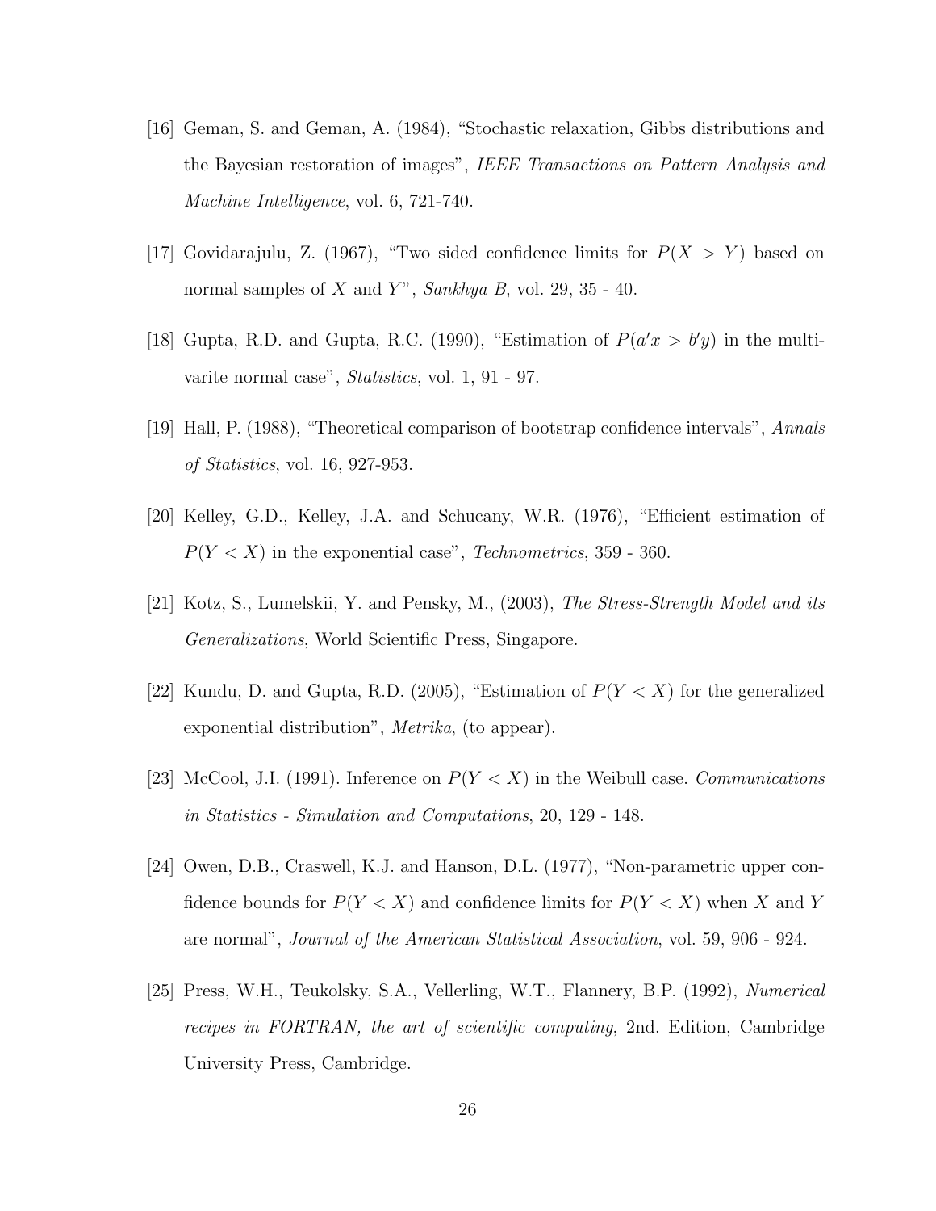[16] Geman, S. and Geman, A. (1984), "Stochastic relaxation, Gibbs distributions and the Bayesian restoration of images", *IEEE Transactions on Pattern Analysis and Machine Intelligence*, vol. 6, 721-740.

[17] Govidarajulu, Z. (1967), "Two sided confidence limits for $P(X > Y)$ based on normal samples of $X$ and $Y$", *Sankhya B*, vol. 29, 35 - 40.

[18] Gupta, R.D. and Gupta, R.C. (1990), "Estimation of $P(a'x > b'y)$ in the multivarite normal case", *Statistics*, vol. 1, 91 - 97.

[19] Hall, P. (1988), "Theoretical comparison of bootstrap confidence intervals", *Annals of Statistics*, vol. 16, 927-953.

[20] Kelley, G.D., Kelley, J.A. and Schucany, W.R. (1976), "Efficient estimation of $P(Y < X)$ in the exponential case", *Technometrics*, 359 - 360.

[21] Kotz, S., Lumelskii, Y. and Pensky, M., (2003), *The Stress-Strength Model and its Generalizations*, World Scientific Press, Singapore.

[22] Kundu, D. and Gupta, R.D. (2005), "Estimation of $P(Y < X)$ for the generalized exponential distribution", *Metrika*, (to appear).

[23] McCool, J.I. (1991). Inference on $P(Y < X)$ in the Weibull case. *Communications in Statistics - Simulation and Computations*, 20, 129 - 148.

[24] Owen, D.B., Craswell, K.J. and Hanson, D.L. (1977), "Non-parametric upper confidence bounds for $P(Y < X)$ and confidence limits for $P(Y < X)$ when $X$ and $Y$ are normal", *Journal of the American Statistical Association*, vol. 59, 906 - 924.

[25] Press, W.H., Teukolsky, S.A., Vellerling, W.T., Flannery, B.P. (1992), *Numerical recipes in FORTRAN, the art of scientific computing*, 2nd. Edition, Cambridge University Press, Cambridge.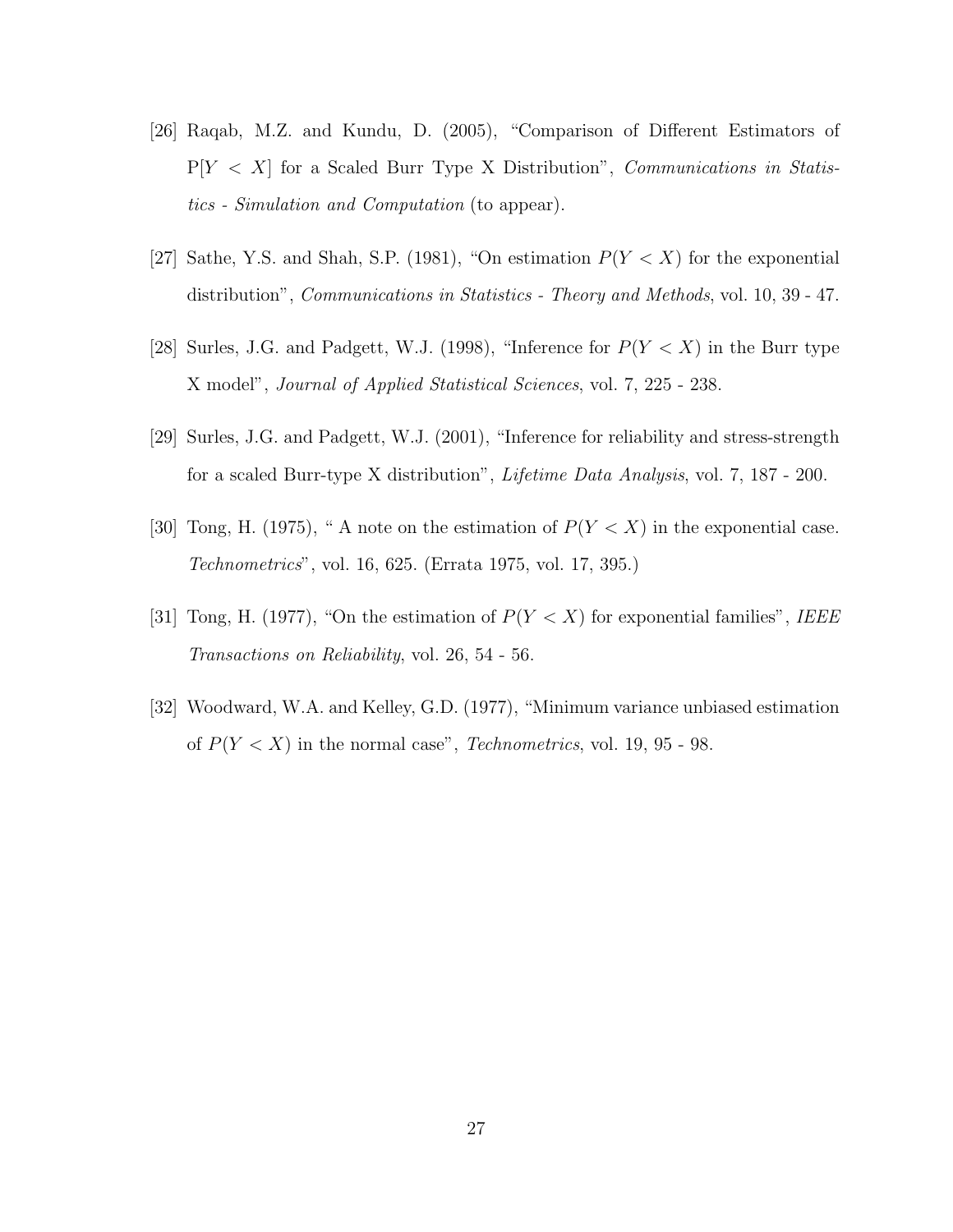[26] Raqab, M.Z. and Kundu, D. (2005), "Comparison of Different Estimators of P[$Y < X$] for a Scaled Burr Type X Distribution", *Communications in Statistics - Simulation and Computation* (to appear).

[27] Sathe, Y.S. and Shah, S.P. (1981), "On estimation $P(Y < X)$ for the exponential distribution", *Communications in Statistics - Theory and Methods*, vol. 10, 39 - 47.

[28] Surles, J.G. and Padgett, W.J. (1998), "Inference for $P(Y < X)$ in the Burr type X model", *Journal of Applied Statistical Sciences*, vol. 7, 225 - 238.

[29] Surles, J.G. and Padgett, W.J. (2001), "Inference for reliability and stress-strength for a scaled Burr-type X distribution", *Lifetime Data Analysis*, vol. 7, 187 - 200.

[30] Tong, H. (1975), " A note on the estimation of $P(Y < X)$ in the exponential case. *Technometrics*", vol. 16, 625. (Errata 1975, vol. 17, 395.)

[31] Tong, H. (1977), "On the estimation of $P(Y < X)$ for exponential families", *IEEE Transactions on Reliability*, vol. 26, 54 - 56.

[32] Woodward, W.A. and Kelley, G.D. (1977), "Minimum variance unbiased estimation of $P(Y < X)$ in the normal case", *Technometrics*, vol. 19, 95 - 98.